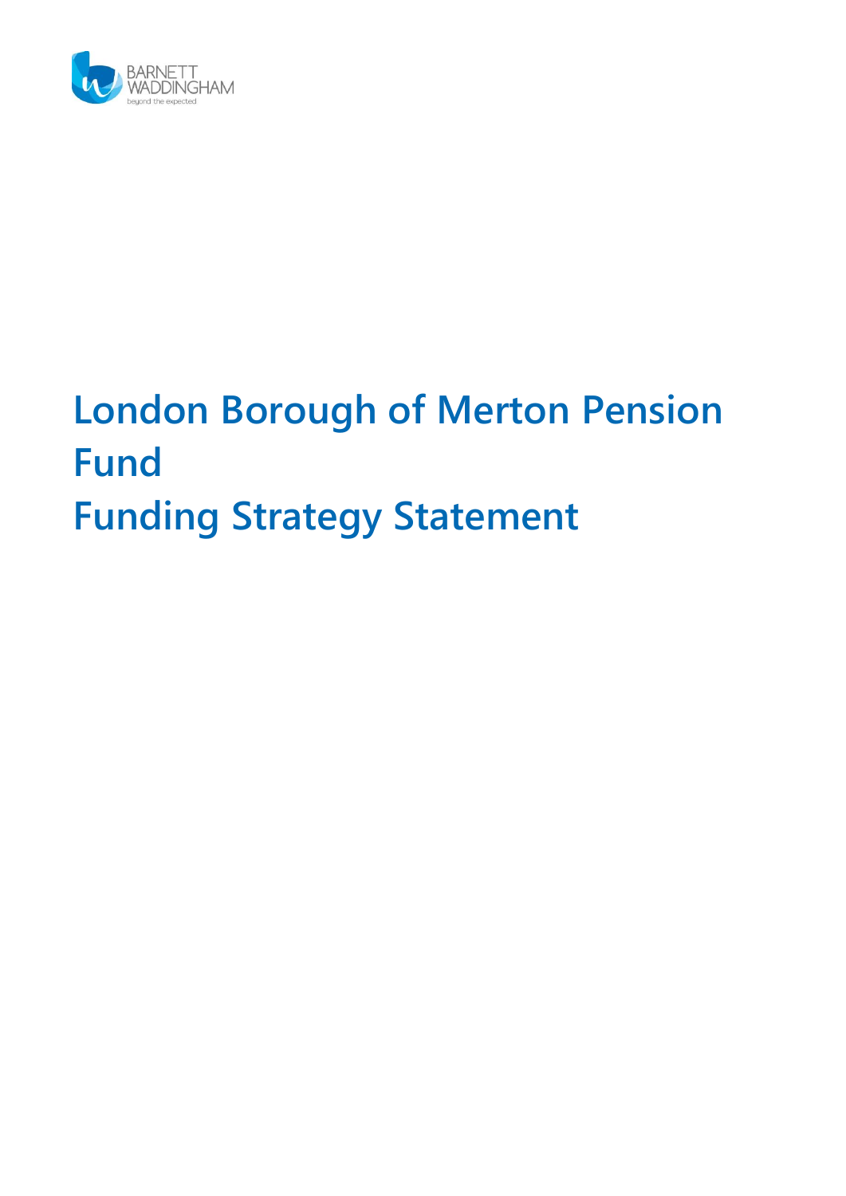BARNETT WADDINGHAM
beyond the expected

# London Borough of Merton Pension Fund
# Funding Strategy Statement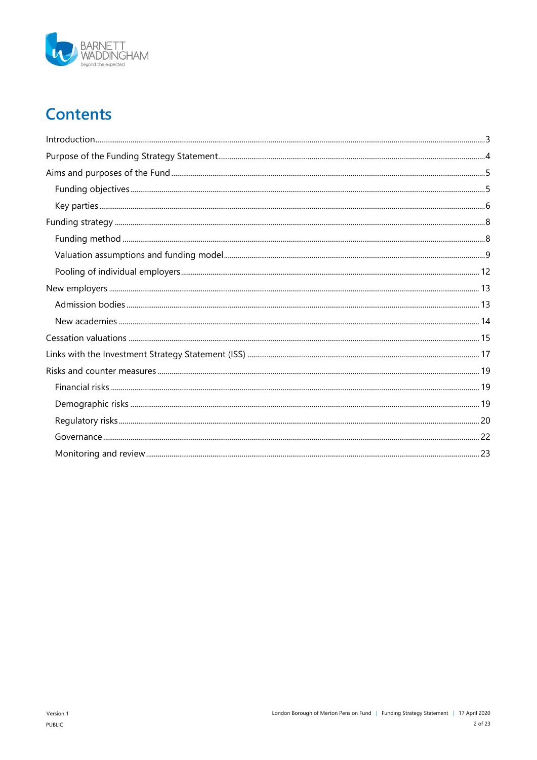# Contents

- Introduction ... 3
- Purpose of the Funding Strategy Statement ... 4
- Aims and purposes of the Fund ... 5
  - Funding objectives ... 5
  - Key parties ... 6
- Funding strategy ... 8
  - Funding method ... 8
  - Valuation assumptions and funding model ... 9
  - Pooling of individual employers ... 12
- New employers ... 13
  - Admission bodies ... 13
  - New academies ... 14
- Cessation valuations ... 15
- Links with the Investment Strategy Statement (ISS) ... 17
- Risks and counter measures ... 19
  - Financial risks ... 19
  - Demographic risks ... 19
  - Regulatory risks ... 20
  - Governance ... 22
  - Monitoring and review ... 23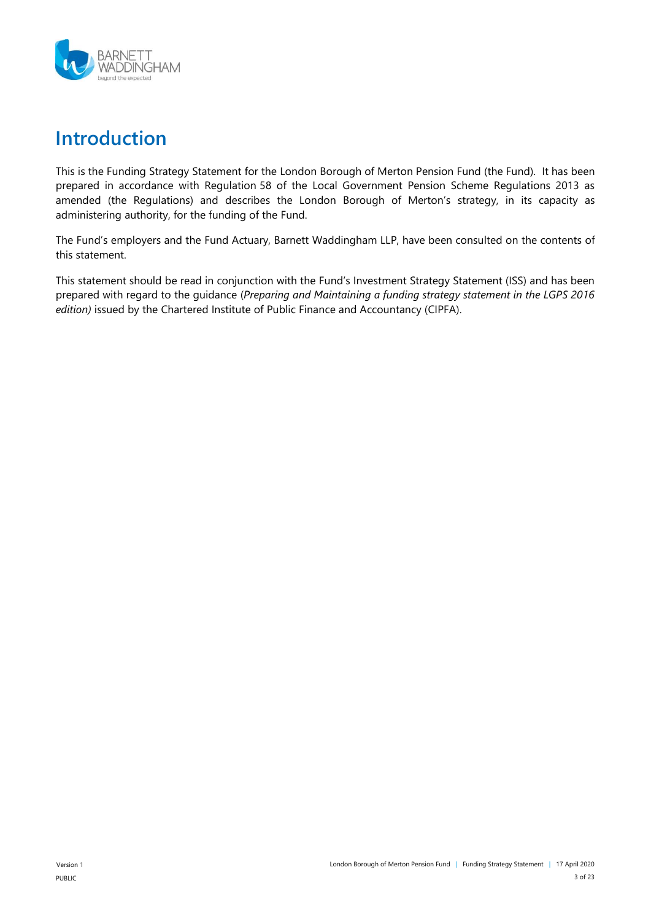# Introduction

This is the Funding Strategy Statement for the London Borough of Merton Pension Fund (the Fund). It has been prepared in accordance with Regulation 58 of the Local Government Pension Scheme Regulations 2013 as amended (the Regulations) and describes the London Borough of Merton's strategy, in its capacity as administering authority, for the funding of the Fund.

The Fund's employers and the Fund Actuary, Barnett Waddingham LLP, have been consulted on the contents of this statement.

This statement should be read in conjunction with the Fund's Investment Strategy Statement (ISS) and has been prepared with regard to the guidance (*Preparing and Maintaining a funding strategy statement in the LGPS 2016 edition)* issued by the Chartered Institute of Public Finance and Accountancy (CIPFA).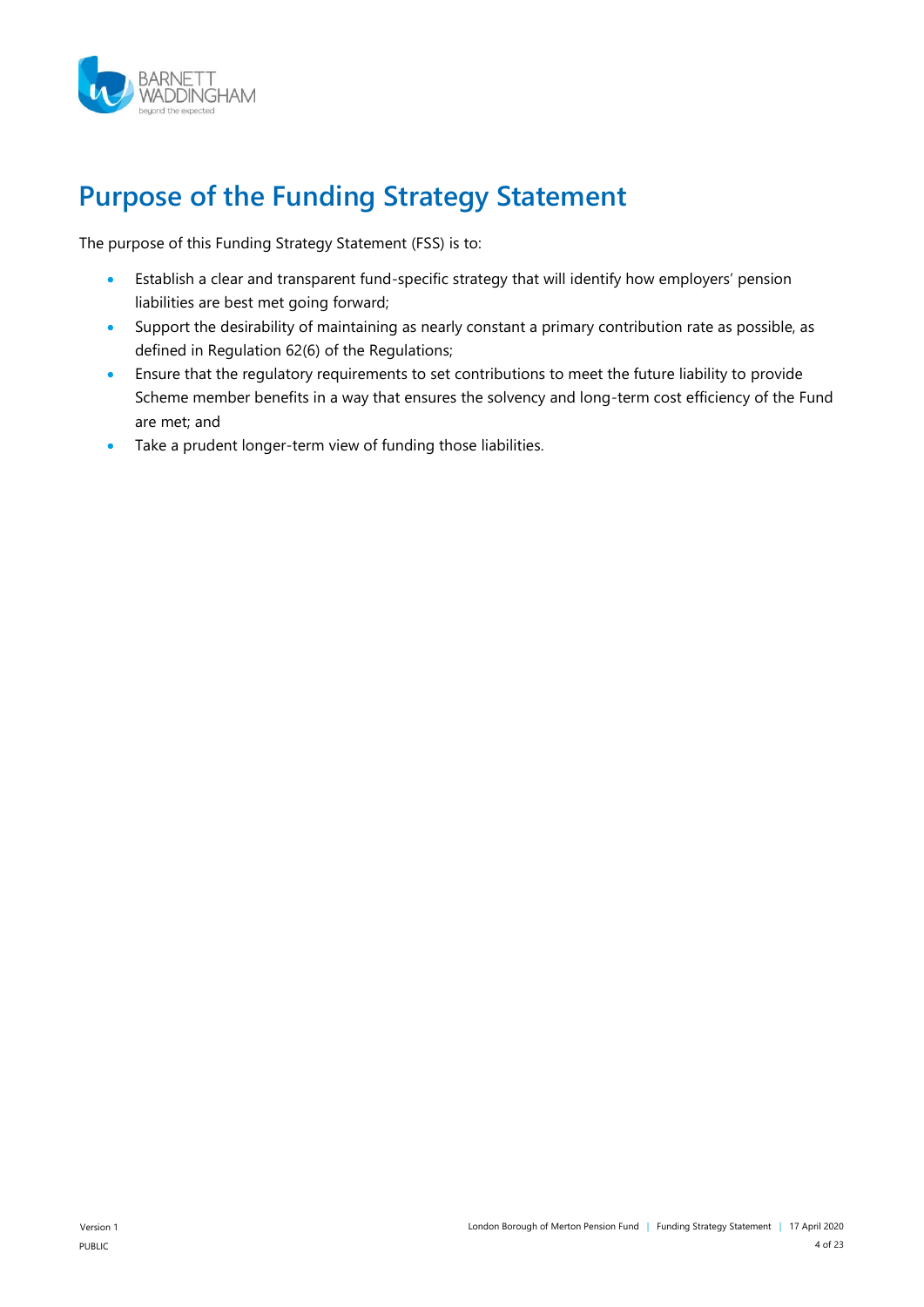# Purpose of the Funding Strategy Statement

The purpose of this Funding Strategy Statement (FSS) is to:

- Establish a clear and transparent fund-specific strategy that will identify how employers' pension liabilities are best met going forward;
- Support the desirability of maintaining as nearly constant a primary contribution rate as possible, as defined in Regulation 62(6) of the Regulations;
- Ensure that the regulatory requirements to set contributions to meet the future liability to provide Scheme member benefits in a way that ensures the solvency and long-term cost efficiency of the Fund are met; and
- Take a prudent longer-term view of funding those liabilities.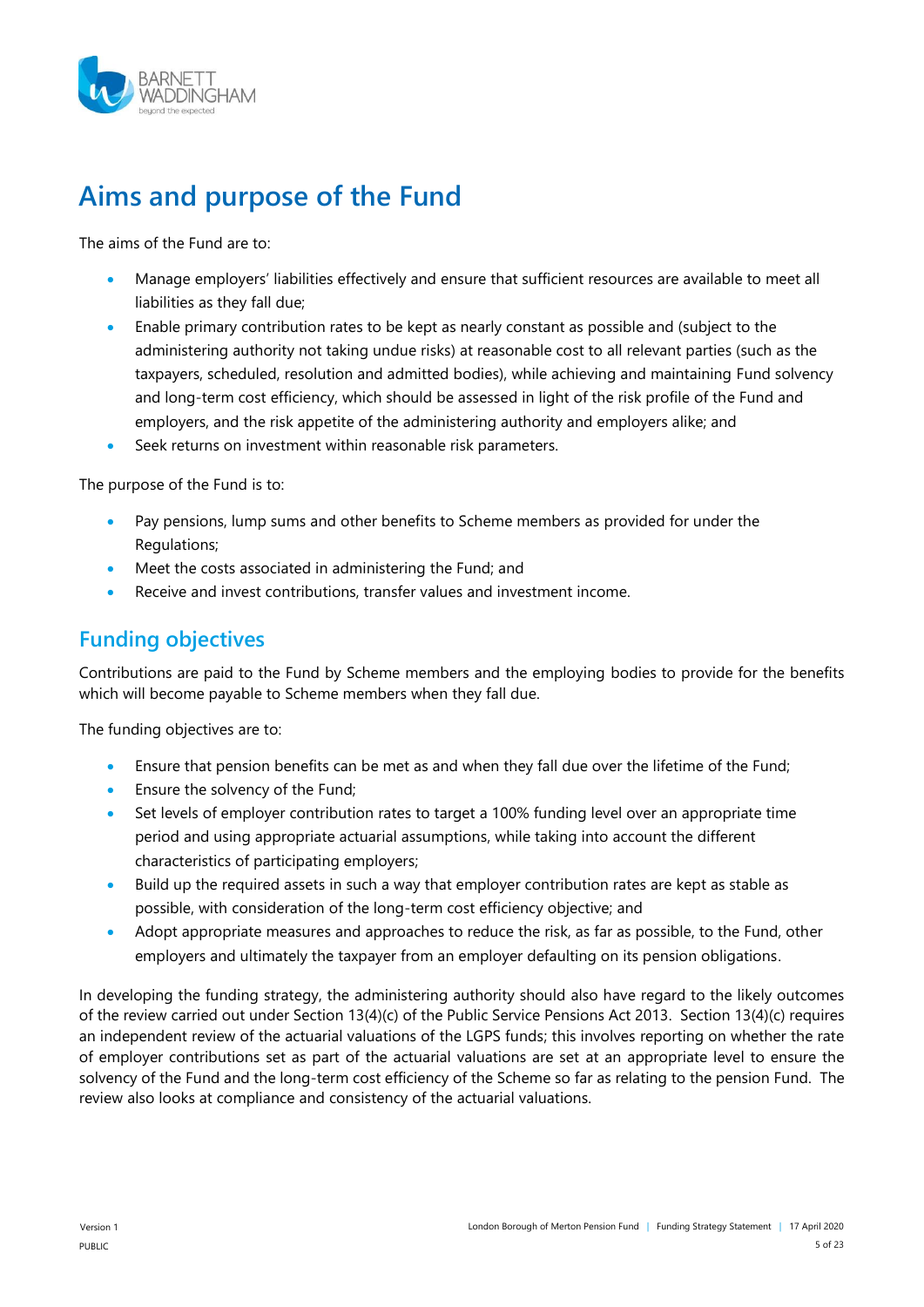# Aims and purpose of the Fund

The aims of the Fund are to:

- Manage employers' liabilities effectively and ensure that sufficient resources are available to meet all liabilities as they fall due;
- Enable primary contribution rates to be kept as nearly constant as possible and (subject to the administering authority not taking undue risks) at reasonable cost to all relevant parties (such as the taxpayers, scheduled, resolution and admitted bodies), while achieving and maintaining Fund solvency and long-term cost efficiency, which should be assessed in light of the risk profile of the Fund and employers, and the risk appetite of the administering authority and employers alike; and
- Seek returns on investment within reasonable risk parameters.

The purpose of the Fund is to:

- Pay pensions, lump sums and other benefits to Scheme members as provided for under the Regulations;
- Meet the costs associated in administering the Fund; and
- Receive and invest contributions, transfer values and investment income.

## Funding objectives

Contributions are paid to the Fund by Scheme members and the employing bodies to provide for the benefits which will become payable to Scheme members when they fall due.

The funding objectives are to:

- Ensure that pension benefits can be met as and when they fall due over the lifetime of the Fund;
- Ensure the solvency of the Fund;
- Set levels of employer contribution rates to target a 100% funding level over an appropriate time period and using appropriate actuarial assumptions, while taking into account the different characteristics of participating employers;
- Build up the required assets in such a way that employer contribution rates are kept as stable as possible, with consideration of the long-term cost efficiency objective; and
- Adopt appropriate measures and approaches to reduce the risk, as far as possible, to the Fund, other employers and ultimately the taxpayer from an employer defaulting on its pension obligations.

In developing the funding strategy, the administering authority should also have regard to the likely outcomes of the review carried out under Section 13(4)(c) of the Public Service Pensions Act 2013. Section 13(4)(c) requires an independent review of the actuarial valuations of the LGPS funds; this involves reporting on whether the rate of employer contributions set as part of the actuarial valuations are set at an appropriate level to ensure the solvency of the Fund and the long-term cost efficiency of the Scheme so far as relating to the pension Fund. The review also looks at compliance and consistency of the actuarial valuations.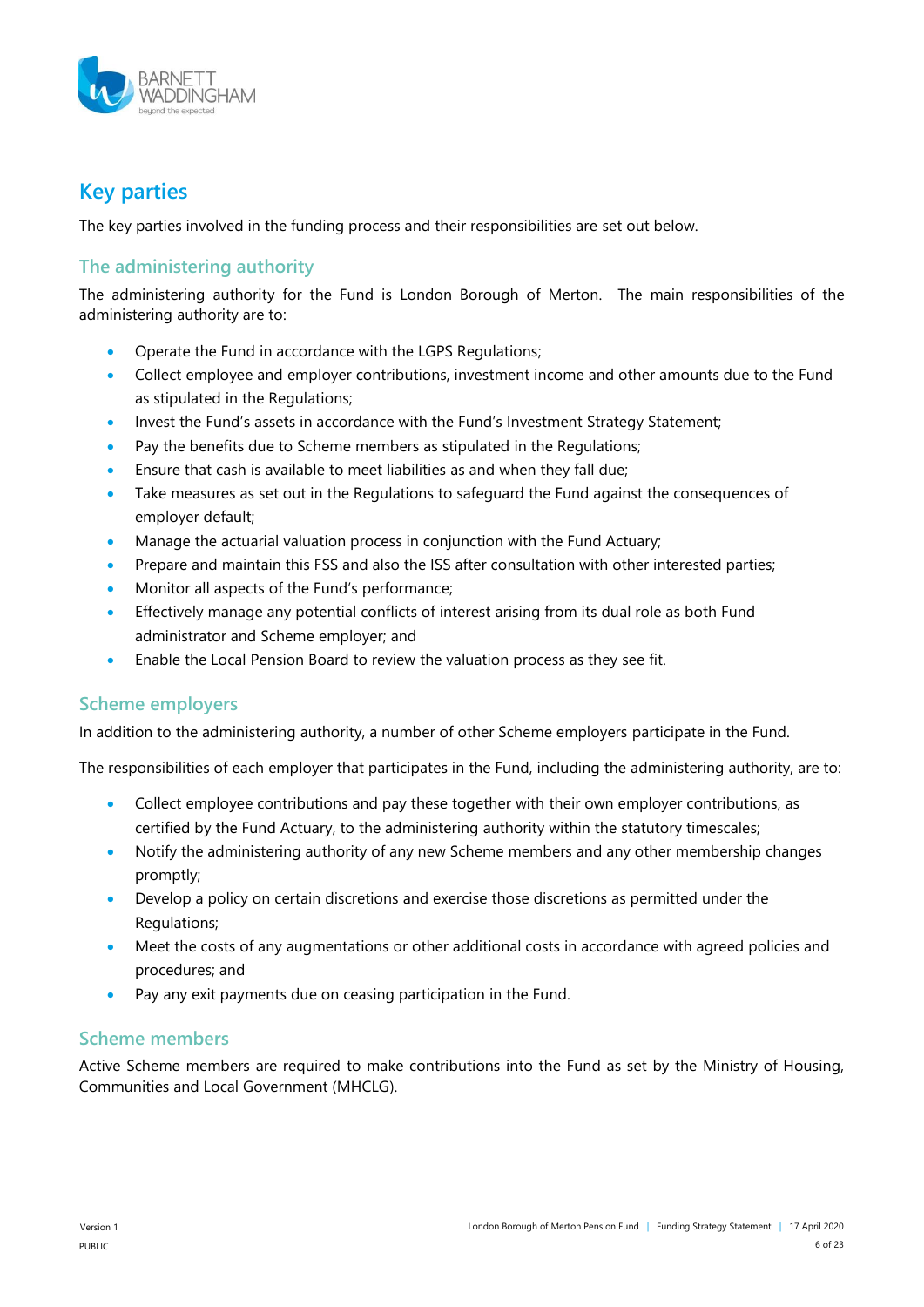## Key parties

The key parties involved in the funding process and their responsibilities are set out below.

### The administering authority

The administering authority for the Fund is London Borough of Merton. The main responsibilities of the administering authority are to:

- Operate the Fund in accordance with the LGPS Regulations;
- Collect employee and employer contributions, investment income and other amounts due to the Fund as stipulated in the Regulations;
- Invest the Fund's assets in accordance with the Fund's Investment Strategy Statement;
- Pay the benefits due to Scheme members as stipulated in the Regulations;
- Ensure that cash is available to meet liabilities as and when they fall due;
- Take measures as set out in the Regulations to safeguard the Fund against the consequences of employer default;
- Manage the actuarial valuation process in conjunction with the Fund Actuary;
- Prepare and maintain this FSS and also the ISS after consultation with other interested parties;
- Monitor all aspects of the Fund's performance;
- Effectively manage any potential conflicts of interest arising from its dual role as both Fund administrator and Scheme employer; and
- Enable the Local Pension Board to review the valuation process as they see fit.

### Scheme employers

In addition to the administering authority, a number of other Scheme employers participate in the Fund.

The responsibilities of each employer that participates in the Fund, including the administering authority, are to:

- Collect employee contributions and pay these together with their own employer contributions, as certified by the Fund Actuary, to the administering authority within the statutory timescales;
- Notify the administering authority of any new Scheme members and any other membership changes promptly;
- Develop a policy on certain discretions and exercise those discretions as permitted under the Regulations;
- Meet the costs of any augmentations or other additional costs in accordance with agreed policies and procedures; and
- Pay any exit payments due on ceasing participation in the Fund.

### Scheme members

Active Scheme members are required to make contributions into the Fund as set by the Ministry of Housing, Communities and Local Government (MHCLG).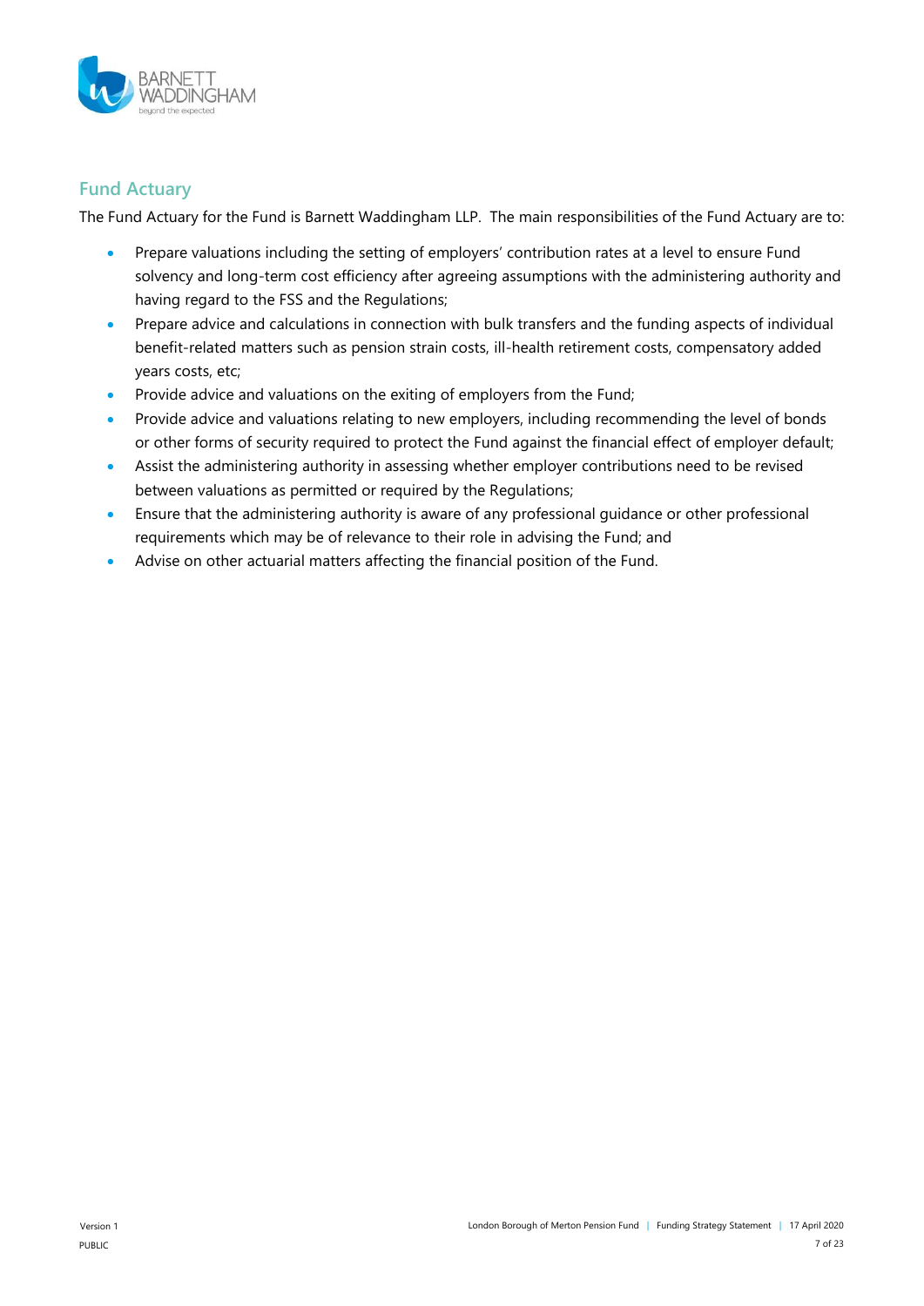## Fund Actuary

The Fund Actuary for the Fund is Barnett Waddingham LLP. The main responsibilities of the Fund Actuary are to:

- Prepare valuations including the setting of employers' contribution rates at a level to ensure Fund solvency and long-term cost efficiency after agreeing assumptions with the administering authority and having regard to the FSS and the Regulations;
- Prepare advice and calculations in connection with bulk transfers and the funding aspects of individual benefit-related matters such as pension strain costs, ill-health retirement costs, compensatory added years costs, etc;
- Provide advice and valuations on the exiting of employers from the Fund;
- Provide advice and valuations relating to new employers, including recommending the level of bonds or other forms of security required to protect the Fund against the financial effect of employer default;
- Assist the administering authority in assessing whether employer contributions need to be revised between valuations as permitted or required by the Regulations;
- Ensure that the administering authority is aware of any professional guidance or other professional requirements which may be of relevance to their role in advising the Fund; and
- Advise on other actuarial matters affecting the financial position of the Fund.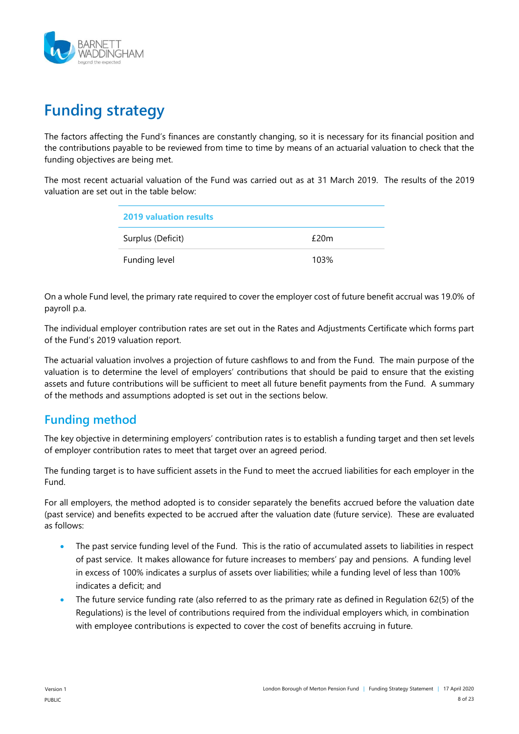# Funding strategy

The factors affecting the Fund's finances are constantly changing, so it is necessary for its financial position and the contributions payable to be reviewed from time to time by means of an actuarial valuation to check that the funding objectives are being met.

The most recent actuarial valuation of the Fund was carried out as at 31 March 2019. The results of the 2019 valuation are set out in the table below:

| 2019 valuation results | |
|---|---|
| Surplus (Deficit) | £20m |
| Funding level | 103% |

On a whole Fund level, the primary rate required to cover the employer cost of future benefit accrual was 19.0% of payroll p.a.

The individual employer contribution rates are set out in the Rates and Adjustments Certificate which forms part of the Fund's 2019 valuation report.

The actuarial valuation involves a projection of future cashflows to and from the Fund. The main purpose of the valuation is to determine the level of employers' contributions that should be paid to ensure that the existing assets and future contributions will be sufficient to meet all future benefit payments from the Fund. A summary of the methods and assumptions adopted is set out in the sections below.

## Funding method

The key objective in determining employers' contribution rates is to establish a funding target and then set levels of employer contribution rates to meet that target over an agreed period.

The funding target is to have sufficient assets in the Fund to meet the accrued liabilities for each employer in the Fund.

For all employers, the method adopted is to consider separately the benefits accrued before the valuation date (past service) and benefits expected to be accrued after the valuation date (future service). These are evaluated as follows:

- The past service funding level of the Fund. This is the ratio of accumulated assets to liabilities in respect of past service. It makes allowance for future increases to members' pay and pensions. A funding level in excess of 100% indicates a surplus of assets over liabilities; while a funding level of less than 100% indicates a deficit; and
- The future service funding rate (also referred to as the primary rate as defined in Regulation 62(5) of the Regulations) is the level of contributions required from the individual employers which, in combination with employee contributions is expected to cover the cost of benefits accruing in future.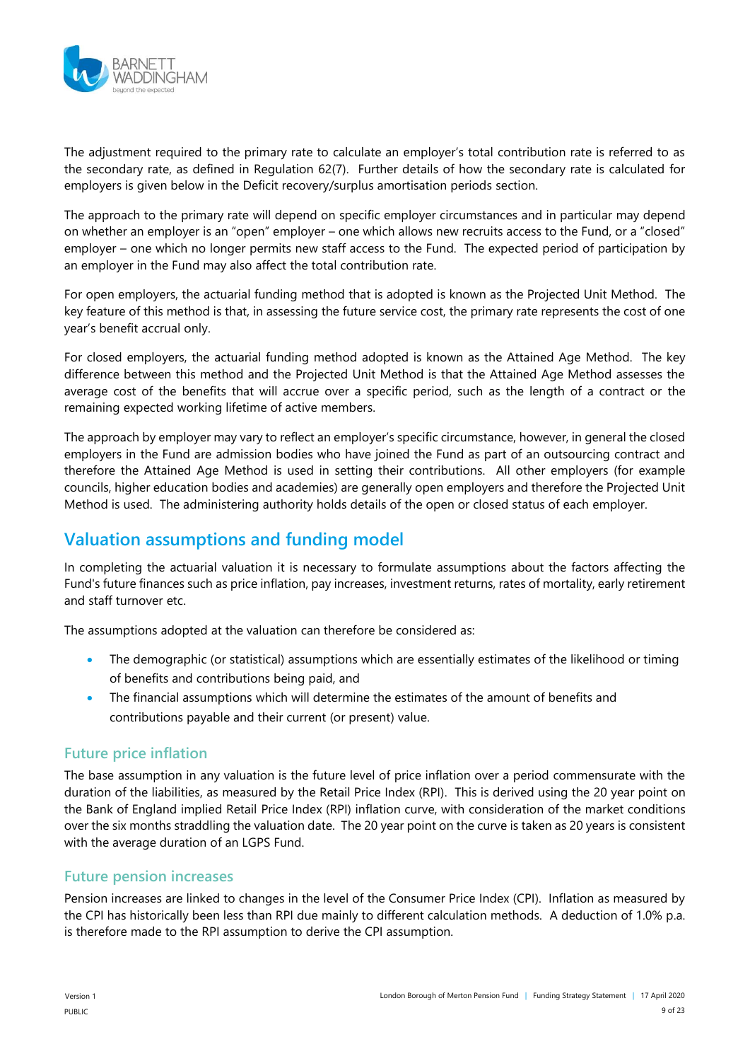The adjustment required to the primary rate to calculate an employer's total contribution rate is referred to as the secondary rate, as defined in Regulation 62(7). Further details of how the secondary rate is calculated for employers is given below in the Deficit recovery/surplus amortisation periods section.

The approach to the primary rate will depend on specific employer circumstances and in particular may depend on whether an employer is an "open" employer – one which allows new recruits access to the Fund, or a "closed" employer – one which no longer permits new staff access to the Fund. The expected period of participation by an employer in the Fund may also affect the total contribution rate.

For open employers, the actuarial funding method that is adopted is known as the Projected Unit Method. The key feature of this method is that, in assessing the future service cost, the primary rate represents the cost of one year's benefit accrual only.

For closed employers, the actuarial funding method adopted is known as the Attained Age Method. The key difference between this method and the Projected Unit Method is that the Attained Age Method assesses the average cost of the benefits that will accrue over a specific period, such as the length of a contract or the remaining expected working lifetime of active members.

The approach by employer may vary to reflect an employer's specific circumstance, however, in general the closed employers in the Fund are admission bodies who have joined the Fund as part of an outsourcing contract and therefore the Attained Age Method is used in setting their contributions. All other employers (for example councils, higher education bodies and academies) are generally open employers and therefore the Projected Unit Method is used. The administering authority holds details of the open or closed status of each employer.

## Valuation assumptions and funding model

In completing the actuarial valuation it is necessary to formulate assumptions about the factors affecting the Fund's future finances such as price inflation, pay increases, investment returns, rates of mortality, early retirement and staff turnover etc.

The assumptions adopted at the valuation can therefore be considered as:

- The demographic (or statistical) assumptions which are essentially estimates of the likelihood or timing of benefits and contributions being paid, and
- The financial assumptions which will determine the estimates of the amount of benefits and contributions payable and their current (or present) value.

### Future price inflation

The base assumption in any valuation is the future level of price inflation over a period commensurate with the duration of the liabilities, as measured by the Retail Price Index (RPI). This is derived using the 20 year point on the Bank of England implied Retail Price Index (RPI) inflation curve, with consideration of the market conditions over the six months straddling the valuation date. The 20 year point on the curve is taken as 20 years is consistent with the average duration of an LGPS Fund.

### Future pension increases

Pension increases are linked to changes in the level of the Consumer Price Index (CPI). Inflation as measured by the CPI has historically been less than RPI due mainly to different calculation methods. A deduction of 1.0% p.a. is therefore made to the RPI assumption to derive the CPI assumption.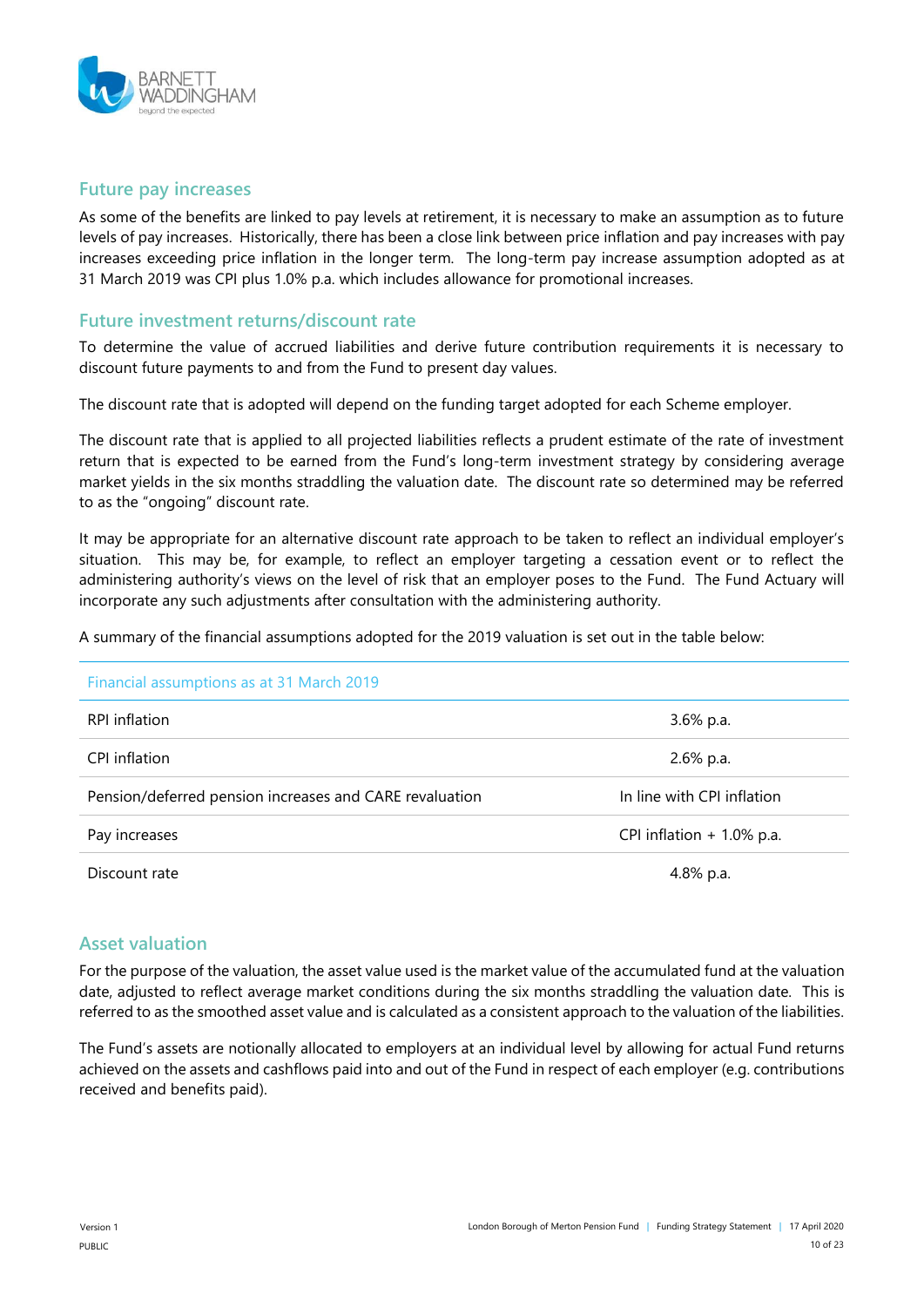## Future pay increases

As some of the benefits are linked to pay levels at retirement, it is necessary to make an assumption as to future levels of pay increases. Historically, there has been a close link between price inflation and pay increases with pay increases exceeding price inflation in the longer term. The long-term pay increase assumption adopted as at 31 March 2019 was CPI plus 1.0% p.a. which includes allowance for promotional increases.

## Future investment returns/discount rate

To determine the value of accrued liabilities and derive future contribution requirements it is necessary to discount future payments to and from the Fund to present day values.

The discount rate that is adopted will depend on the funding target adopted for each Scheme employer.

The discount rate that is applied to all projected liabilities reflects a prudent estimate of the rate of investment return that is expected to be earned from the Fund's long-term investment strategy by considering average market yields in the six months straddling the valuation date. The discount rate so determined may be referred to as the "ongoing" discount rate.

It may be appropriate for an alternative discount rate approach to be taken to reflect an individual employer's situation. This may be, for example, to reflect an employer targeting a cessation event or to reflect the administering authority's views on the level of risk that an employer poses to the Fund. The Fund Actuary will incorporate any such adjustments after consultation with the administering authority.

A summary of the financial assumptions adopted for the 2019 valuation is set out in the table below:

| Financial assumptions as at 31 March 2019 | |
|---|---|
| RPI inflation | 3.6% p.a. |
| CPI inflation | 2.6% p.a. |
| Pension/deferred pension increases and CARE revaluation | In line with CPI inflation |
| Pay increases | CPI inflation + 1.0% p.a. |
| Discount rate | 4.8% p.a. |

## Asset valuation

For the purpose of the valuation, the asset value used is the market value of the accumulated fund at the valuation date, adjusted to reflect average market conditions during the six months straddling the valuation date. This is referred to as the smoothed asset value and is calculated as a consistent approach to the valuation of the liabilities.

The Fund's assets are notionally allocated to employers at an individual level by allowing for actual Fund returns achieved on the assets and cashflows paid into and out of the Fund in respect of each employer (e.g. contributions received and benefits paid).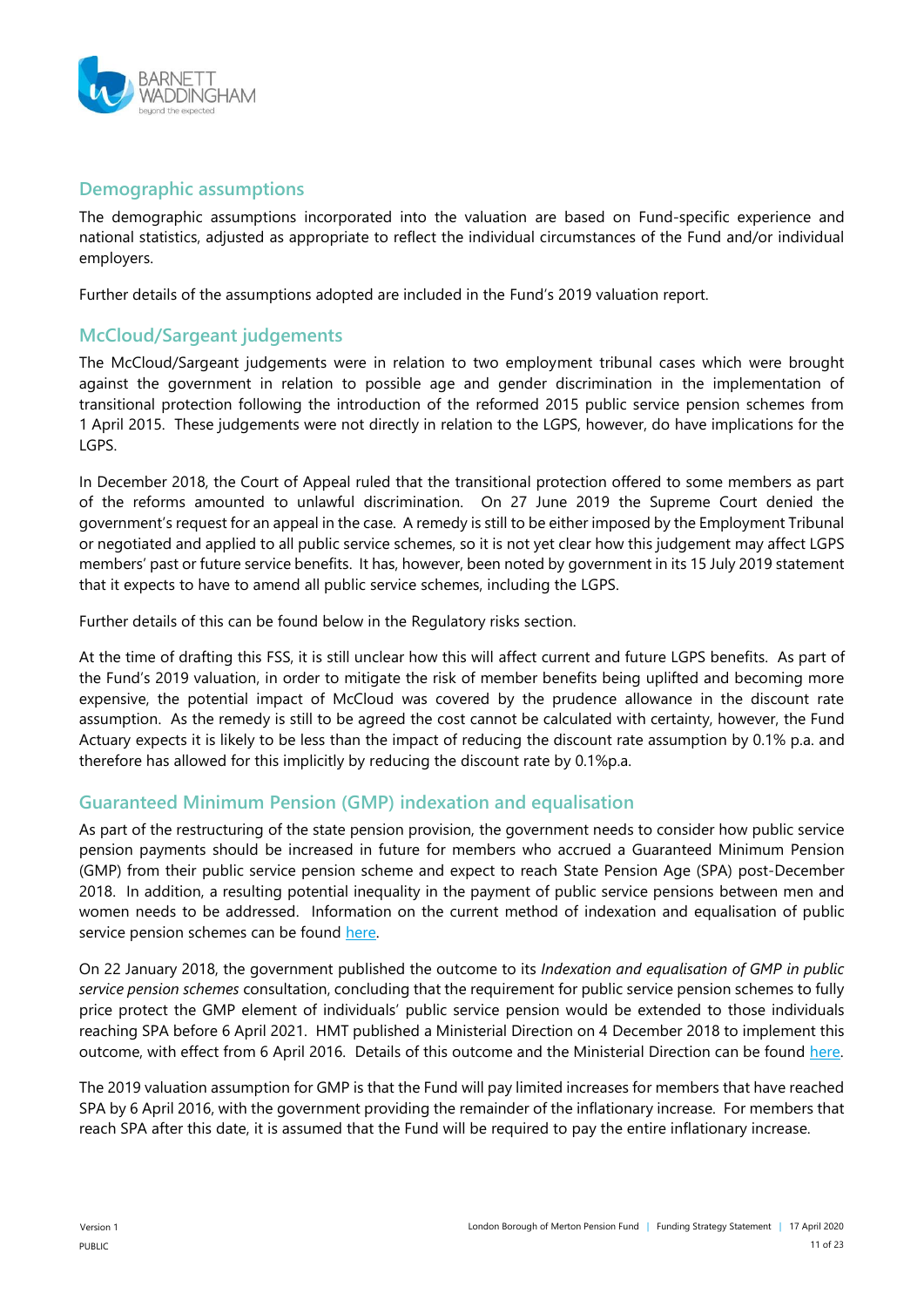## Demographic assumptions

The demographic assumptions incorporated into the valuation are based on Fund-specific experience and national statistics, adjusted as appropriate to reflect the individual circumstances of the Fund and/or individual employers.

Further details of the assumptions adopted are included in the Fund's 2019 valuation report.

## McCloud/Sargeant judgements

The McCloud/Sargeant judgements were in relation to two employment tribunal cases which were brought against the government in relation to possible age and gender discrimination in the implementation of transitional protection following the introduction of the reformed 2015 public service pension schemes from 1 April 2015. These judgements were not directly in relation to the LGPS, however, do have implications for the LGPS.

In December 2018, the Court of Appeal ruled that the transitional protection offered to some members as part of the reforms amounted to unlawful discrimination. On 27 June 2019 the Supreme Court denied the government's request for an appeal in the case. A remedy is still to be either imposed by the Employment Tribunal or negotiated and applied to all public service schemes, so it is not yet clear how this judgement may affect LGPS members' past or future service benefits. It has, however, been noted by government in its 15 July 2019 statement that it expects to have to amend all public service schemes, including the LGPS.

Further details of this can be found below in the Regulatory risks section.

At the time of drafting this FSS, it is still unclear how this will affect current and future LGPS benefits. As part of the Fund's 2019 valuation, in order to mitigate the risk of member benefits being uplifted and becoming more expensive, the potential impact of McCloud was covered by the prudence allowance in the discount rate assumption. As the remedy is still to be agreed the cost cannot be calculated with certainty, however, the Fund Actuary expects it is likely to be less than the impact of reducing the discount rate assumption by 0.1% p.a. and therefore has allowed for this implicitly by reducing the discount rate by 0.1%p.a.

## Guaranteed Minimum Pension (GMP) indexation and equalisation

As part of the restructuring of the state pension provision, the government needs to consider how public service pension payments should be increased in future for members who accrued a Guaranteed Minimum Pension (GMP) from their public service pension scheme and expect to reach State Pension Age (SPA) post-December 2018. In addition, a resulting potential inequality in the payment of public service pensions between men and women needs to be addressed. Information on the current method of indexation and equalisation of public service pension schemes can be found here.

On 22 January 2018, the government published the outcome to its *Indexation and equalisation of GMP in public service pension schemes* consultation, concluding that the requirement for public service pension schemes to fully price protect the GMP element of individuals' public service pension would be extended to those individuals reaching SPA before 6 April 2021. HMT published a Ministerial Direction on 4 December 2018 to implement this outcome, with effect from 6 April 2016. Details of this outcome and the Ministerial Direction can be found here.

The 2019 valuation assumption for GMP is that the Fund will pay limited increases for members that have reached SPA by 6 April 2016, with the government providing the remainder of the inflationary increase. For members that reach SPA after this date, it is assumed that the Fund will be required to pay the entire inflationary increase.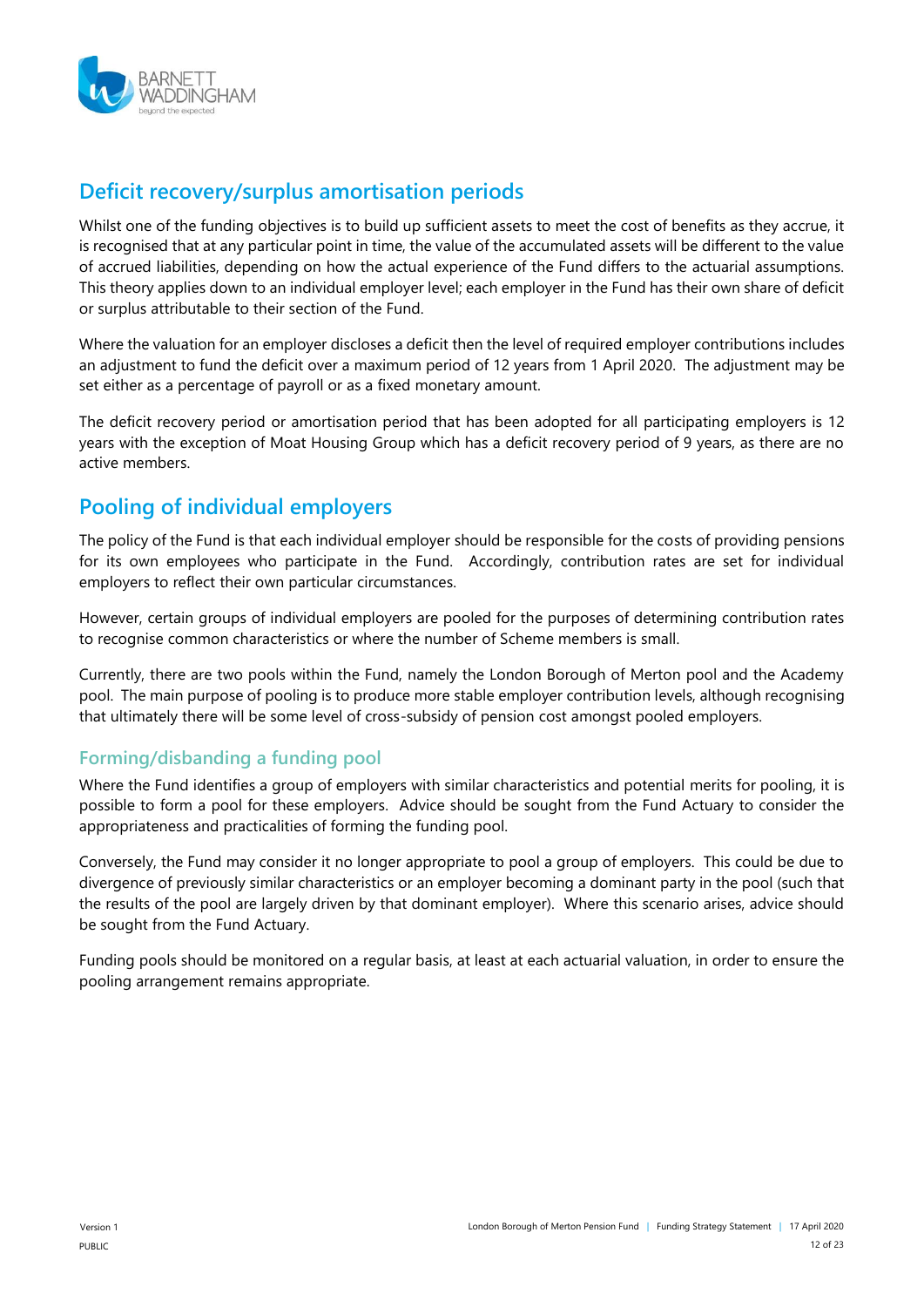## Deficit recovery/surplus amortisation periods

Whilst one of the funding objectives is to build up sufficient assets to meet the cost of benefits as they accrue, it is recognised that at any particular point in time, the value of the accumulated assets will be different to the value of accrued liabilities, depending on how the actual experience of the Fund differs to the actuarial assumptions. This theory applies down to an individual employer level; each employer in the Fund has their own share of deficit or surplus attributable to their section of the Fund.

Where the valuation for an employer discloses a deficit then the level of required employer contributions includes an adjustment to fund the deficit over a maximum period of 12 years from 1 April 2020. The adjustment may be set either as a percentage of payroll or as a fixed monetary amount.

The deficit recovery period or amortisation period that has been adopted for all participating employers is 12 years with the exception of Moat Housing Group which has a deficit recovery period of 9 years, as there are no active members.

## Pooling of individual employers

The policy of the Fund is that each individual employer should be responsible for the costs of providing pensions for its own employees who participate in the Fund. Accordingly, contribution rates are set for individual employers to reflect their own particular circumstances.

However, certain groups of individual employers are pooled for the purposes of determining contribution rates to recognise common characteristics or where the number of Scheme members is small.

Currently, there are two pools within the Fund, namely the London Borough of Merton pool and the Academy pool. The main purpose of pooling is to produce more stable employer contribution levels, although recognising that ultimately there will be some level of cross-subsidy of pension cost amongst pooled employers.

### Forming/disbanding a funding pool

Where the Fund identifies a group of employers with similar characteristics and potential merits for pooling, it is possible to form a pool for these employers. Advice should be sought from the Fund Actuary to consider the appropriateness and practicalities of forming the funding pool.

Conversely, the Fund may consider it no longer appropriate to pool a group of employers. This could be due to divergence of previously similar characteristics or an employer becoming a dominant party in the pool (such that the results of the pool are largely driven by that dominant employer). Where this scenario arises, advice should be sought from the Fund Actuary.

Funding pools should be monitored on a regular basis, at least at each actuarial valuation, in order to ensure the pooling arrangement remains appropriate.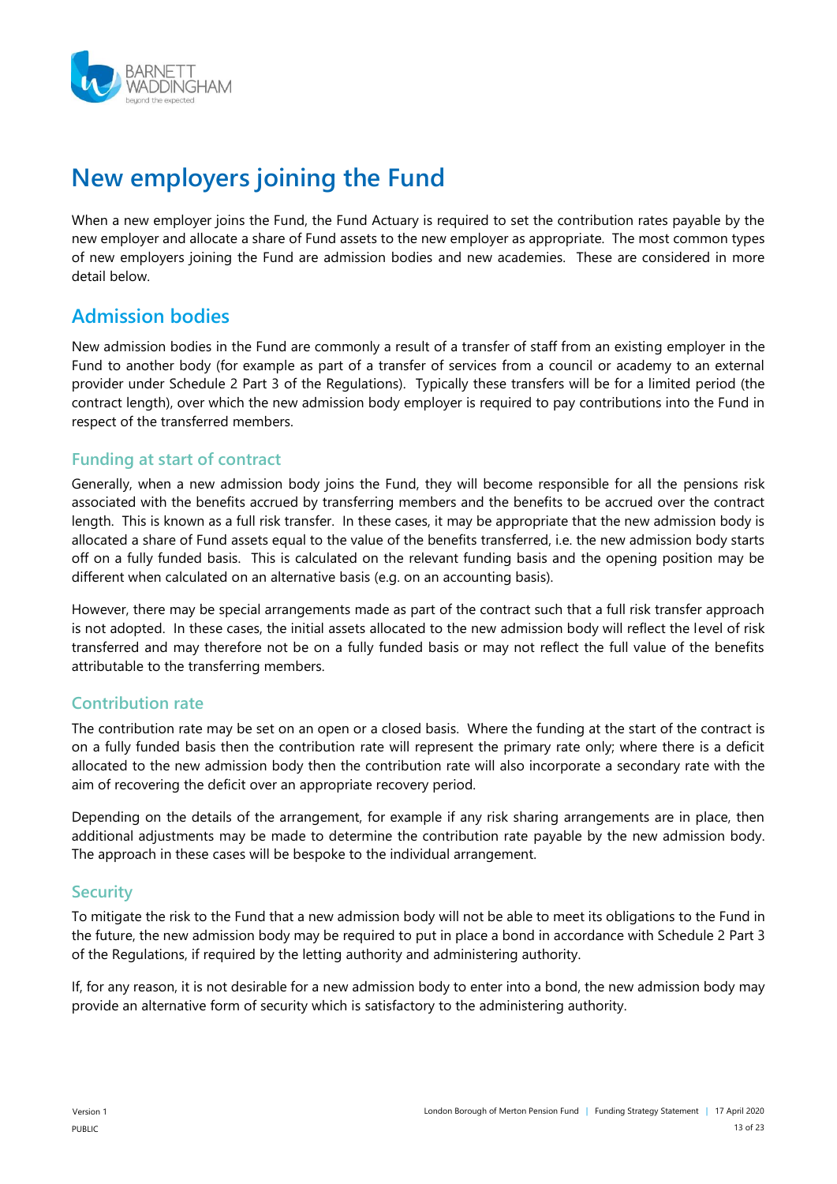# New employers joining the Fund

When a new employer joins the Fund, the Fund Actuary is required to set the contribution rates payable by the new employer and allocate a share of Fund assets to the new employer as appropriate. The most common types of new employers joining the Fund are admission bodies and new academies. These are considered in more detail below.

## Admission bodies

New admission bodies in the Fund are commonly a result of a transfer of staff from an existing employer in the Fund to another body (for example as part of a transfer of services from a council or academy to an external provider under Schedule 2 Part 3 of the Regulations). Typically these transfers will be for a limited period (the contract length), over which the new admission body employer is required to pay contributions into the Fund in respect of the transferred members.

### Funding at start of contract

Generally, when a new admission body joins the Fund, they will become responsible for all the pensions risk associated with the benefits accrued by transferring members and the benefits to be accrued over the contract length. This is known as a full risk transfer. In these cases, it may be appropriate that the new admission body is allocated a share of Fund assets equal to the value of the benefits transferred, i.e. the new admission body starts off on a fully funded basis. This is calculated on the relevant funding basis and the opening position may be different when calculated on an alternative basis (e.g. on an accounting basis).

However, there may be special arrangements made as part of the contract such that a full risk transfer approach is not adopted. In these cases, the initial assets allocated to the new admission body will reflect the level of risk transferred and may therefore not be on a fully funded basis or may not reflect the full value of the benefits attributable to the transferring members.

### Contribution rate

The contribution rate may be set on an open or a closed basis. Where the funding at the start of the contract is on a fully funded basis then the contribution rate will represent the primary rate only; where there is a deficit allocated to the new admission body then the contribution rate will also incorporate a secondary rate with the aim of recovering the deficit over an appropriate recovery period.

Depending on the details of the arrangement, for example if any risk sharing arrangements are in place, then additional adjustments may be made to determine the contribution rate payable by the new admission body. The approach in these cases will be bespoke to the individual arrangement.

### Security

To mitigate the risk to the Fund that a new admission body will not be able to meet its obligations to the Fund in the future, the new admission body may be required to put in place a bond in accordance with Schedule 2 Part 3 of the Regulations, if required by the letting authority and administering authority.

If, for any reason, it is not desirable for a new admission body to enter into a bond, the new admission body may provide an alternative form of security which is satisfactory to the administering authority.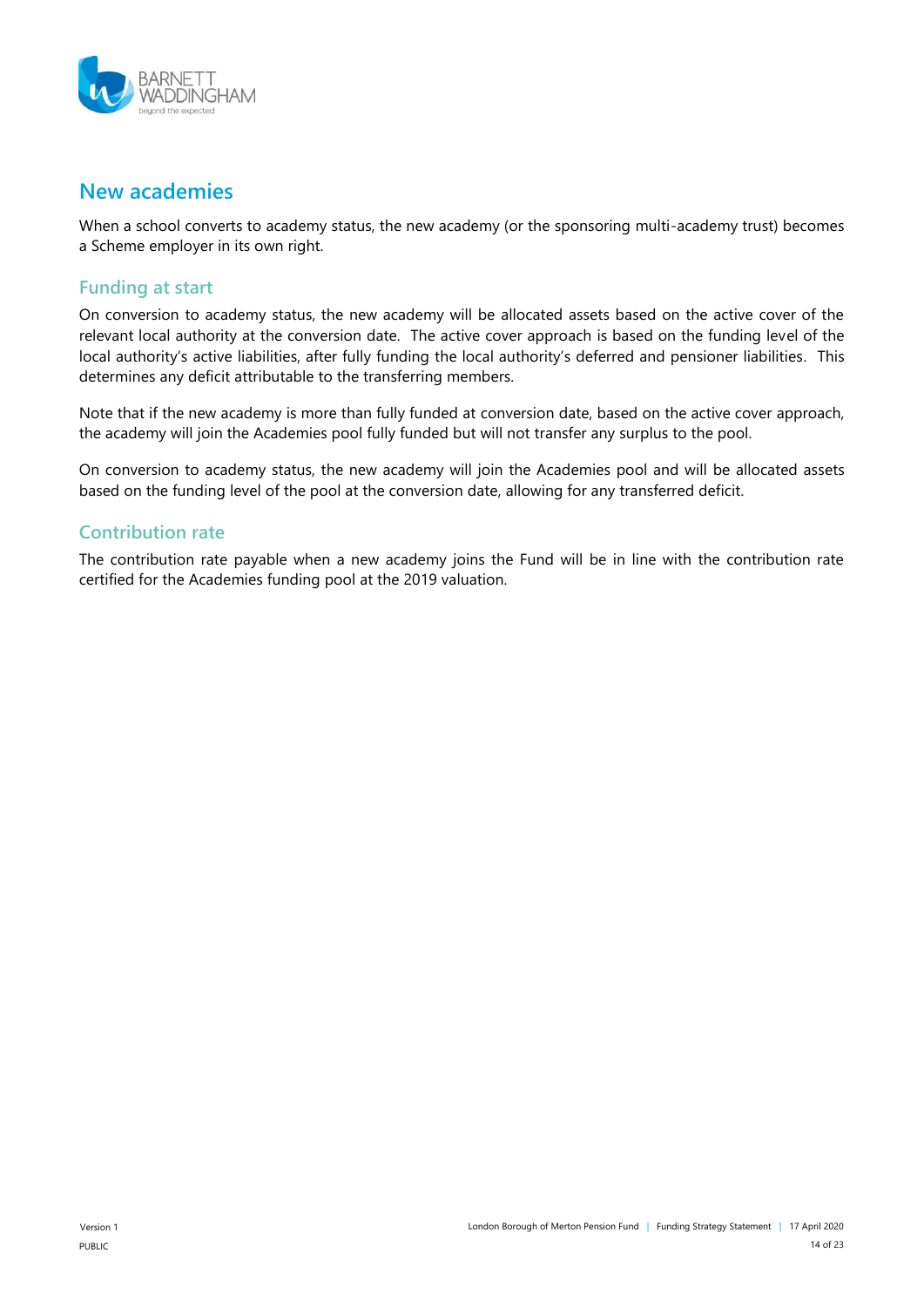## New academies

When a school converts to academy status, the new academy (or the sponsoring multi-academy trust) becomes a Scheme employer in its own right.

### Funding at start

On conversion to academy status, the new academy will be allocated assets based on the active cover of the relevant local authority at the conversion date. The active cover approach is based on the funding level of the local authority's active liabilities, after fully funding the local authority's deferred and pensioner liabilities. This determines any deficit attributable to the transferring members.

Note that if the new academy is more than fully funded at conversion date, based on the active cover approach, the academy will join the Academies pool fully funded but will not transfer any surplus to the pool.

On conversion to academy status, the new academy will join the Academies pool and will be allocated assets based on the funding level of the pool at the conversion date, allowing for any transferred deficit.

### Contribution rate

The contribution rate payable when a new academy joins the Fund will be in line with the contribution rate certified for the Academies funding pool at the 2019 valuation.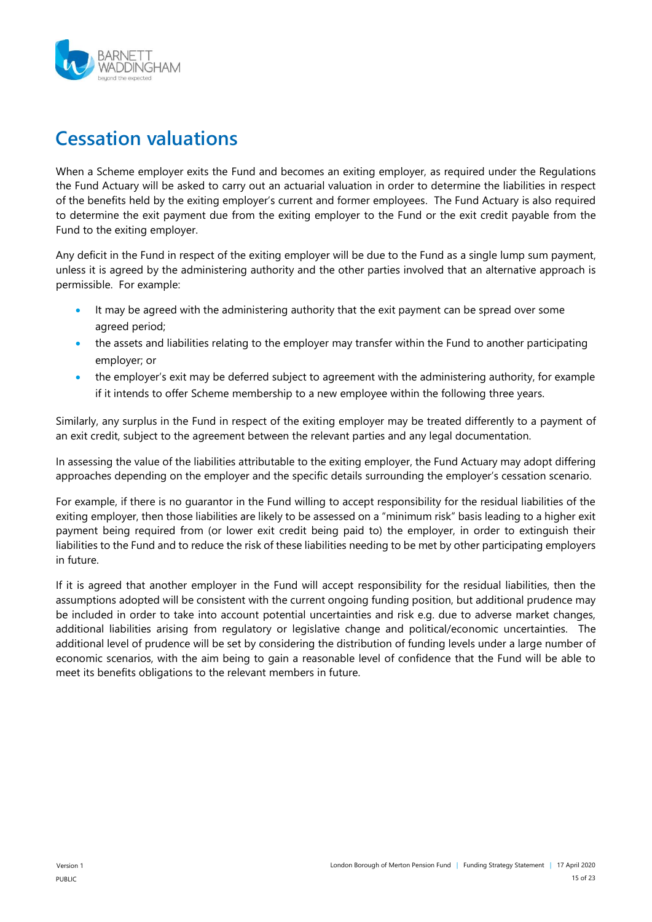# Cessation valuations

When a Scheme employer exits the Fund and becomes an exiting employer, as required under the Regulations the Fund Actuary will be asked to carry out an actuarial valuation in order to determine the liabilities in respect of the benefits held by the exiting employer's current and former employees. The Fund Actuary is also required to determine the exit payment due from the exiting employer to the Fund or the exit credit payable from the Fund to the exiting employer.

Any deficit in the Fund in respect of the exiting employer will be due to the Fund as a single lump sum payment, unless it is agreed by the administering authority and the other parties involved that an alternative approach is permissible. For example:

- It may be agreed with the administering authority that the exit payment can be spread over some agreed period;
- the assets and liabilities relating to the employer may transfer within the Fund to another participating employer; or
- the employer's exit may be deferred subject to agreement with the administering authority, for example if it intends to offer Scheme membership to a new employee within the following three years.

Similarly, any surplus in the Fund in respect of the exiting employer may be treated differently to a payment of an exit credit, subject to the agreement between the relevant parties and any legal documentation.

In assessing the value of the liabilities attributable to the exiting employer, the Fund Actuary may adopt differing approaches depending on the employer and the specific details surrounding the employer's cessation scenario.

For example, if there is no guarantor in the Fund willing to accept responsibility for the residual liabilities of the exiting employer, then those liabilities are likely to be assessed on a "minimum risk" basis leading to a higher exit payment being required from (or lower exit credit being paid to) the employer, in order to extinguish their liabilities to the Fund and to reduce the risk of these liabilities needing to be met by other participating employers in future.

If it is agreed that another employer in the Fund will accept responsibility for the residual liabilities, then the assumptions adopted will be consistent with the current ongoing funding position, but additional prudence may be included in order to take into account potential uncertainties and risk e.g. due to adverse market changes, additional liabilities arising from regulatory or legislative change and political/economic uncertainties. The additional level of prudence will be set by considering the distribution of funding levels under a large number of economic scenarios, with the aim being to gain a reasonable level of confidence that the Fund will be able to meet its benefits obligations to the relevant members in future.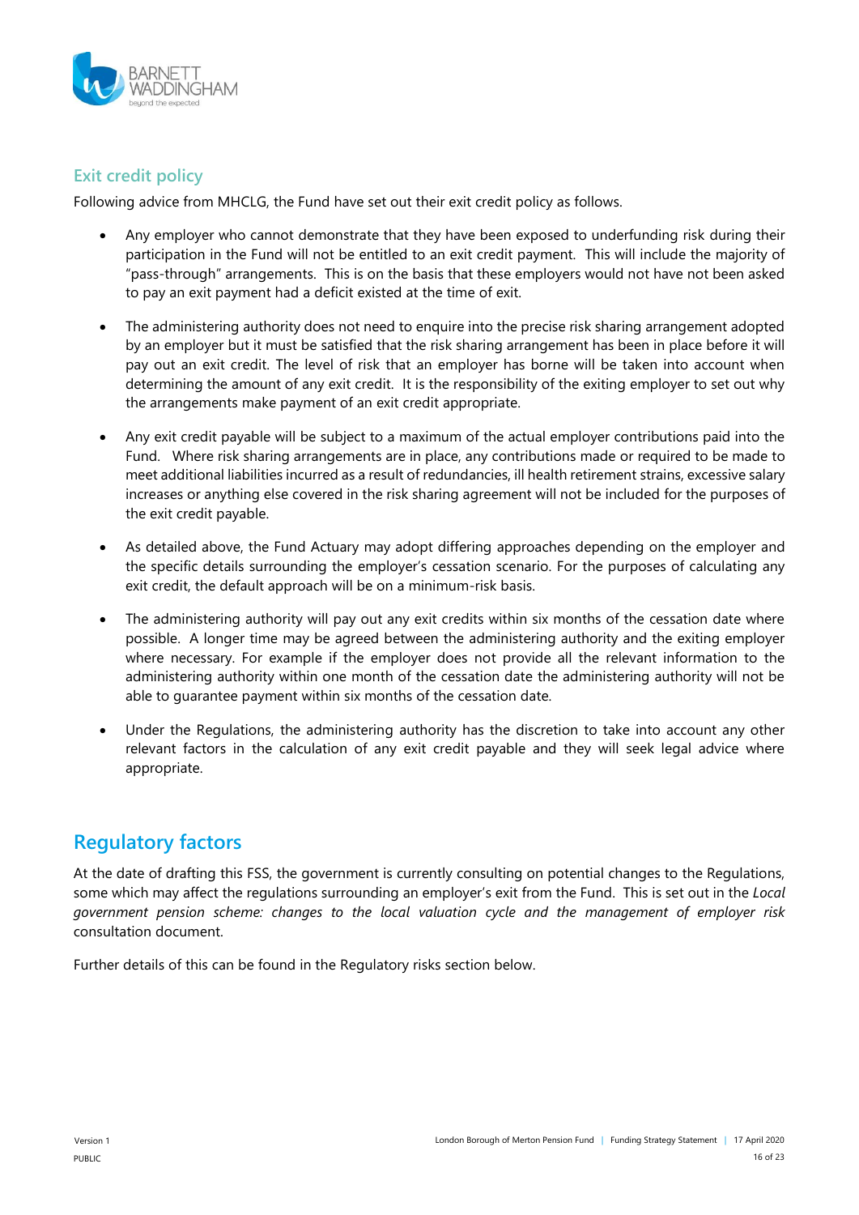### Exit credit policy

Following advice from MHCLG, the Fund have set out their exit credit policy as follows.

- Any employer who cannot demonstrate that they have been exposed to underfunding risk during their participation in the Fund will not be entitled to an exit credit payment. This will include the majority of "pass-through" arrangements. This is on the basis that these employers would not have not been asked to pay an exit payment had a deficit existed at the time of exit.

- The administering authority does not need to enquire into the precise risk sharing arrangement adopted by an employer but it must be satisfied that the risk sharing arrangement has been in place before it will pay out an exit credit. The level of risk that an employer has borne will be taken into account when determining the amount of any exit credit. It is the responsibility of the exiting employer to set out why the arrangements make payment of an exit credit appropriate.

- Any exit credit payable will be subject to a maximum of the actual employer contributions paid into the Fund. Where risk sharing arrangements are in place, any contributions made or required to be made to meet additional liabilities incurred as a result of redundancies, ill health retirement strains, excessive salary increases or anything else covered in the risk sharing agreement will not be included for the purposes of the exit credit payable.

- As detailed above, the Fund Actuary may adopt differing approaches depending on the employer and the specific details surrounding the employer's cessation scenario. For the purposes of calculating any exit credit, the default approach will be on a minimum-risk basis.

- The administering authority will pay out any exit credits within six months of the cessation date where possible. A longer time may be agreed between the administering authority and the exiting employer where necessary. For example if the employer does not provide all the relevant information to the administering authority within one month of the cessation date the administering authority will not be able to guarantee payment within six months of the cessation date.

- Under the Regulations, the administering authority has the discretion to take into account any other relevant factors in the calculation of any exit credit payable and they will seek legal advice where appropriate.

## Regulatory factors

At the date of drafting this FSS, the government is currently consulting on potential changes to the Regulations, some which may affect the regulations surrounding an employer's exit from the Fund. This is set out in the *Local government pension scheme: changes to the local valuation cycle and the management of employer risk* consultation document.

Further details of this can be found in the Regulatory risks section below.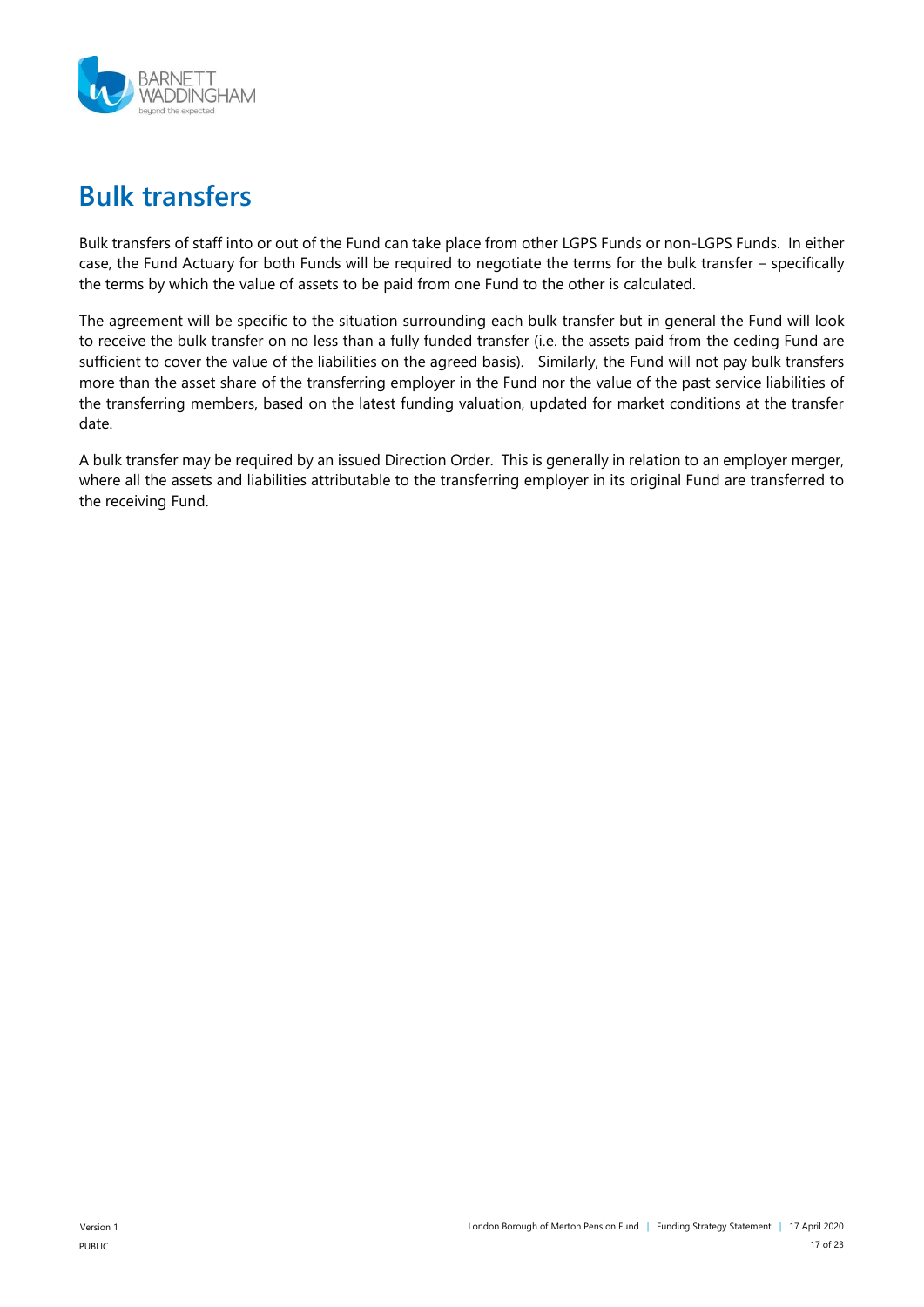# Bulk transfers

Bulk transfers of staff into or out of the Fund can take place from other LGPS Funds or non-LGPS Funds. In either case, the Fund Actuary for both Funds will be required to negotiate the terms for the bulk transfer – specifically the terms by which the value of assets to be paid from one Fund to the other is calculated.

The agreement will be specific to the situation surrounding each bulk transfer but in general the Fund will look to receive the bulk transfer on no less than a fully funded transfer (i.e. the assets paid from the ceding Fund are sufficient to cover the value of the liabilities on the agreed basis). Similarly, the Fund will not pay bulk transfers more than the asset share of the transferring employer in the Fund nor the value of the past service liabilities of the transferring members, based on the latest funding valuation, updated for market conditions at the transfer date.

A bulk transfer may be required by an issued Direction Order. This is generally in relation to an employer merger, where all the assets and liabilities attributable to the transferring employer in its original Fund are transferred to the receiving Fund.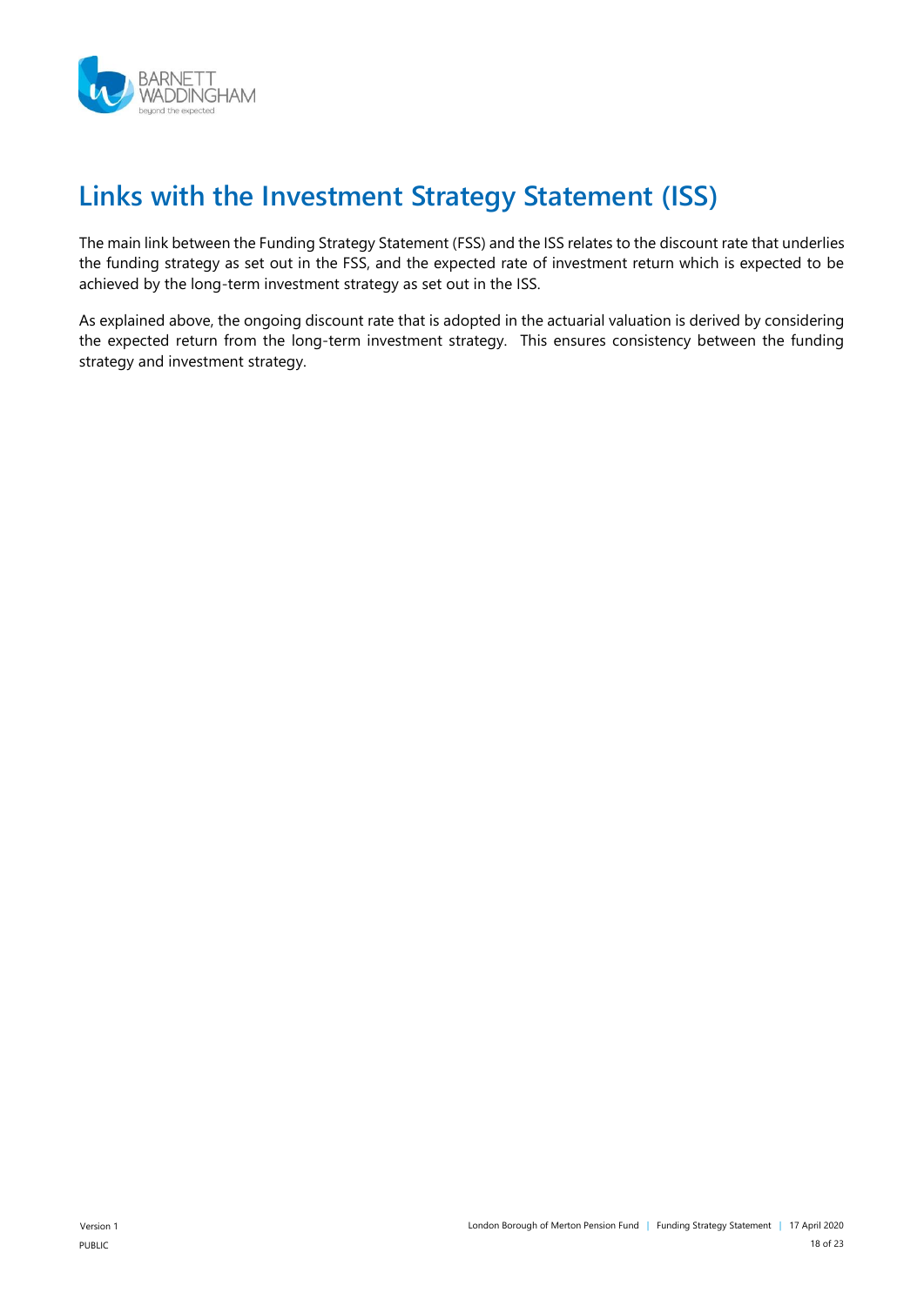# Links with the Investment Strategy Statement (ISS)

The main link between the Funding Strategy Statement (FSS) and the ISS relates to the discount rate that underlies the funding strategy as set out in the FSS, and the expected rate of investment return which is expected to be achieved by the long-term investment strategy as set out in the ISS.

As explained above, the ongoing discount rate that is adopted in the actuarial valuation is derived by considering the expected return from the long-term investment strategy. This ensures consistency between the funding strategy and investment strategy.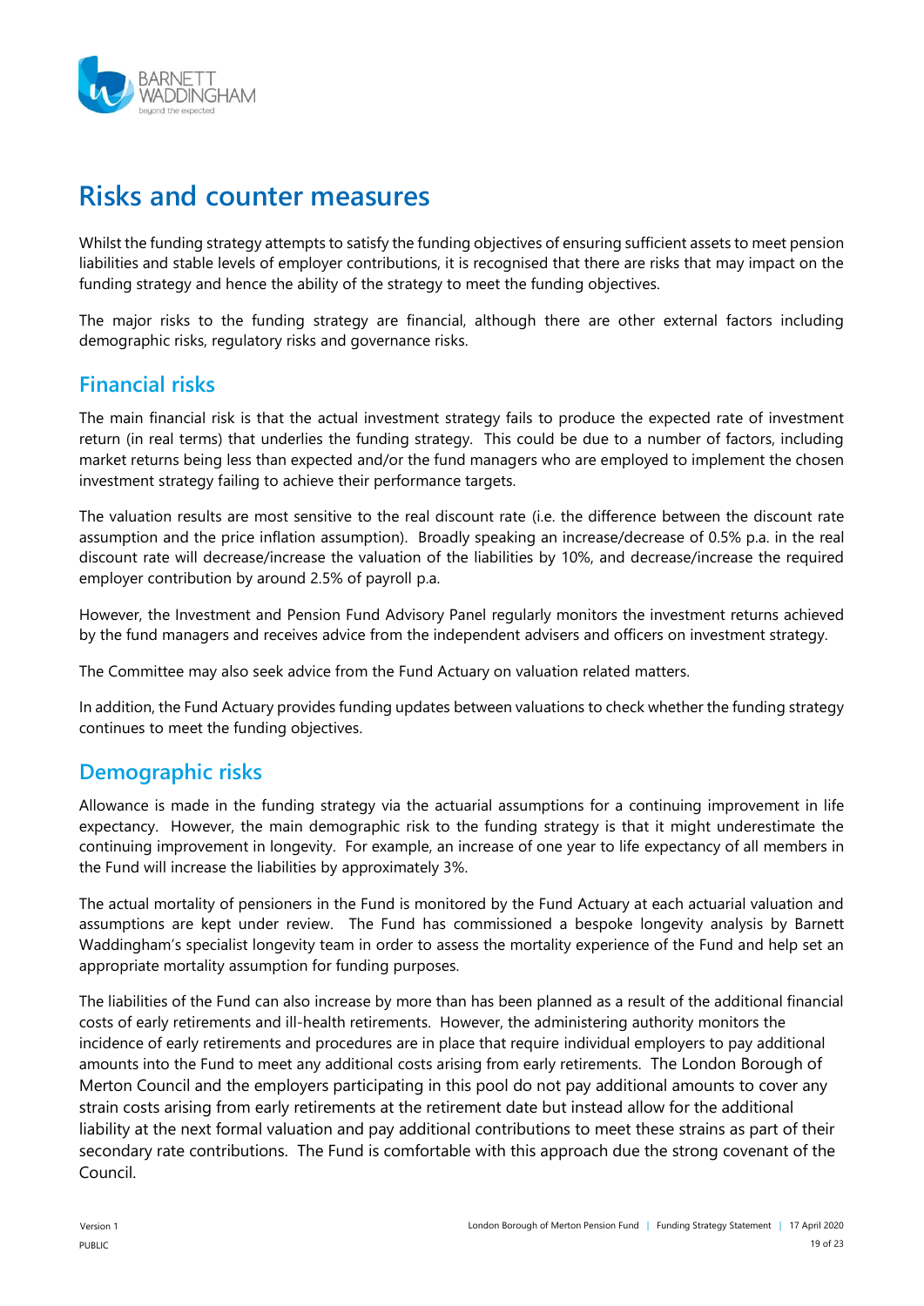# Risks and counter measures

Whilst the funding strategy attempts to satisfy the funding objectives of ensuring sufficient assets to meet pension liabilities and stable levels of employer contributions, it is recognised that there are risks that may impact on the funding strategy and hence the ability of the strategy to meet the funding objectives.

The major risks to the funding strategy are financial, although there are other external factors including demographic risks, regulatory risks and governance risks.

## Financial risks

The main financial risk is that the actual investment strategy fails to produce the expected rate of investment return (in real terms) that underlies the funding strategy. This could be due to a number of factors, including market returns being less than expected and/or the fund managers who are employed to implement the chosen investment strategy failing to achieve their performance targets.

The valuation results are most sensitive to the real discount rate (i.e. the difference between the discount rate assumption and the price inflation assumption). Broadly speaking an increase/decrease of 0.5% p.a. in the real discount rate will decrease/increase the valuation of the liabilities by 10%, and decrease/increase the required employer contribution by around 2.5% of payroll p.a.

However, the Investment and Pension Fund Advisory Panel regularly monitors the investment returns achieved by the fund managers and receives advice from the independent advisers and officers on investment strategy.

The Committee may also seek advice from the Fund Actuary on valuation related matters.

In addition, the Fund Actuary provides funding updates between valuations to check whether the funding strategy continues to meet the funding objectives.

## Demographic risks

Allowance is made in the funding strategy via the actuarial assumptions for a continuing improvement in life expectancy. However, the main demographic risk to the funding strategy is that it might underestimate the continuing improvement in longevity. For example, an increase of one year to life expectancy of all members in the Fund will increase the liabilities by approximately 3%.

The actual mortality of pensioners in the Fund is monitored by the Fund Actuary at each actuarial valuation and assumptions are kept under review. The Fund has commissioned a bespoke longevity analysis by Barnett Waddingham's specialist longevity team in order to assess the mortality experience of the Fund and help set an appropriate mortality assumption for funding purposes.

The liabilities of the Fund can also increase by more than has been planned as a result of the additional financial costs of early retirements and ill-health retirements. However, the administering authority monitors the incidence of early retirements and procedures are in place that require individual employers to pay additional amounts into the Fund to meet any additional costs arising from early retirements. The London Borough of Merton Council and the employers participating in this pool do not pay additional amounts to cover any strain costs arising from early retirements at the retirement date but instead allow for the additional liability at the next formal valuation and pay additional contributions to meet these strains as part of their secondary rate contributions. The Fund is comfortable with this approach due the strong covenant of the Council.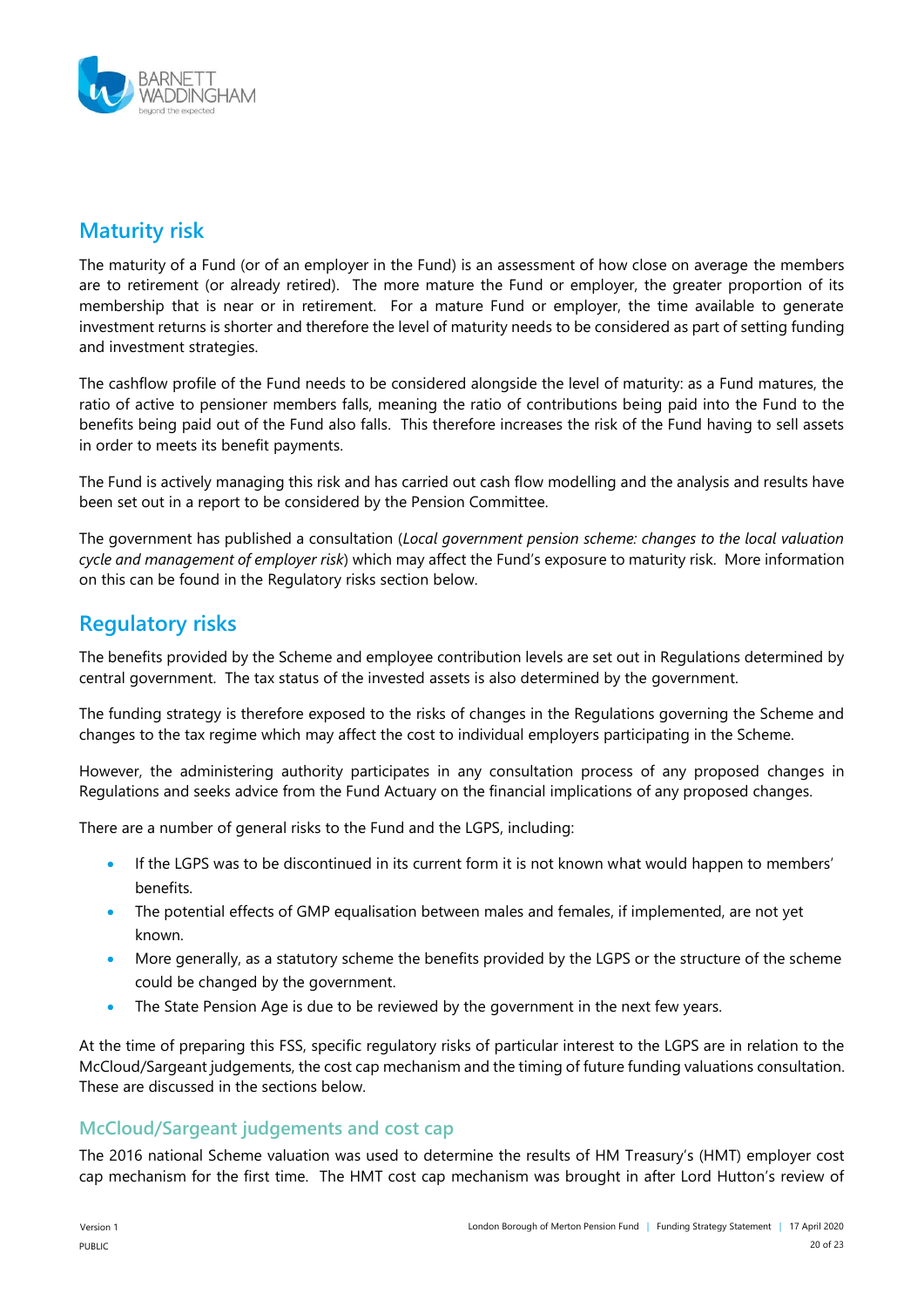## Maturity risk

The maturity of a Fund (or of an employer in the Fund) is an assessment of how close on average the members are to retirement (or already retired). The more mature the Fund or employer, the greater proportion of its membership that is near or in retirement. For a mature Fund or employer, the time available to generate investment returns is shorter and therefore the level of maturity needs to be considered as part of setting funding and investment strategies.

The cashflow profile of the Fund needs to be considered alongside the level of maturity: as a Fund matures, the ratio of active to pensioner members falls, meaning the ratio of contributions being paid into the Fund to the benefits being paid out of the Fund also falls. This therefore increases the risk of the Fund having to sell assets in order to meets its benefit payments.

The Fund is actively managing this risk and has carried out cash flow modelling and the analysis and results have been set out in a report to be considered by the Pension Committee.

The government has published a consultation (*Local government pension scheme: changes to the local valuation cycle and management of employer risk*) which may affect the Fund's exposure to maturity risk. More information on this can be found in the Regulatory risks section below.

## Regulatory risks

The benefits provided by the Scheme and employee contribution levels are set out in Regulations determined by central government. The tax status of the invested assets is also determined by the government.

The funding strategy is therefore exposed to the risks of changes in the Regulations governing the Scheme and changes to the tax regime which may affect the cost to individual employers participating in the Scheme.

However, the administering authority participates in any consultation process of any proposed changes in Regulations and seeks advice from the Fund Actuary on the financial implications of any proposed changes.

There are a number of general risks to the Fund and the LGPS, including:

- If the LGPS was to be discontinued in its current form it is not known what would happen to members' benefits.
- The potential effects of GMP equalisation between males and females, if implemented, are not yet known.
- More generally, as a statutory scheme the benefits provided by the LGPS or the structure of the scheme could be changed by the government.
- The State Pension Age is due to be reviewed by the government in the next few years.

At the time of preparing this FSS, specific regulatory risks of particular interest to the LGPS are in relation to the McCloud/Sargeant judgements, the cost cap mechanism and the timing of future funding valuations consultation. These are discussed in the sections below.

### McCloud/Sargeant judgements and cost cap

The 2016 national Scheme valuation was used to determine the results of HM Treasury's (HMT) employer cost cap mechanism for the first time. The HMT cost cap mechanism was brought in after Lord Hutton's review of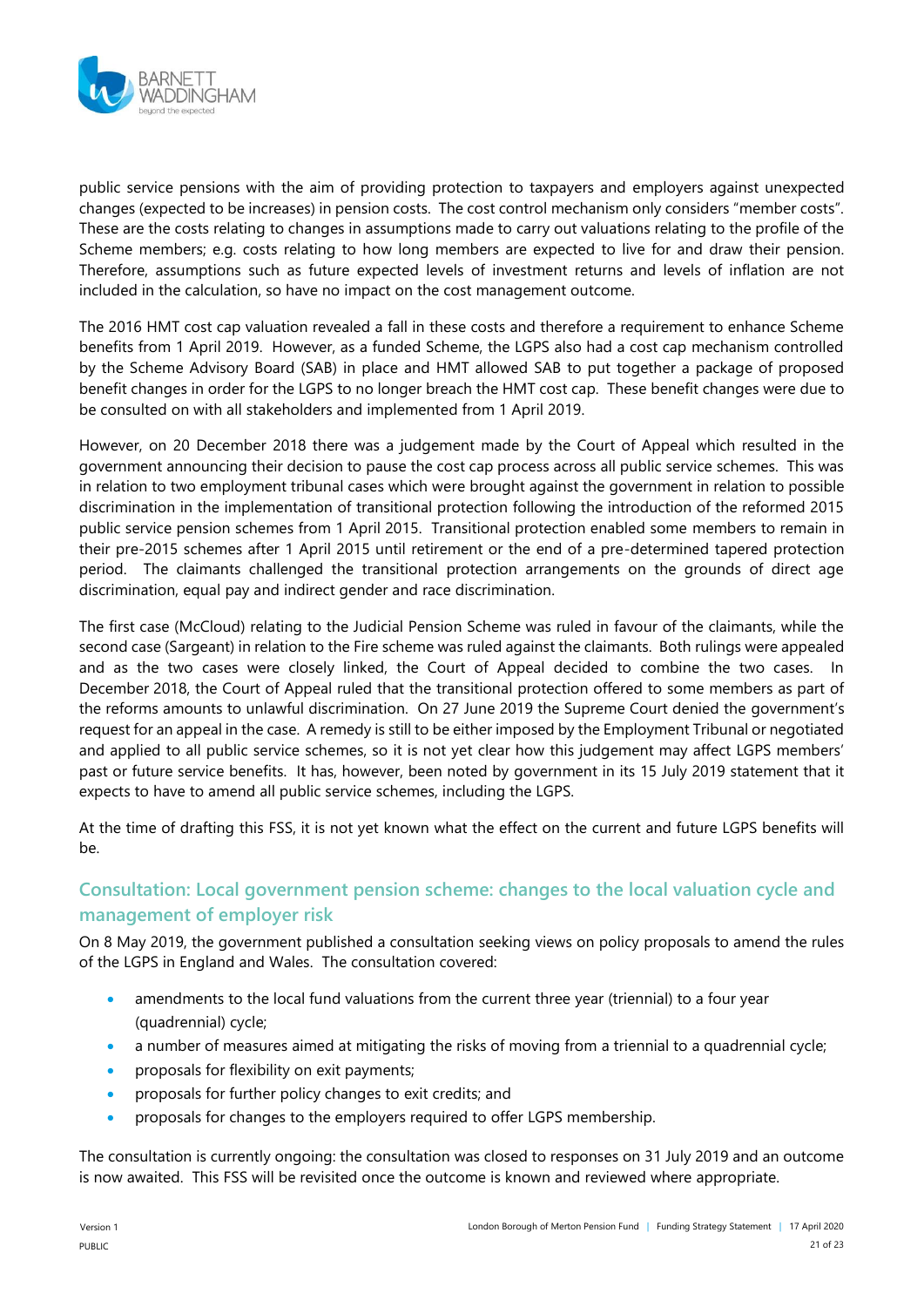public service pensions with the aim of providing protection to taxpayers and employers against unexpected changes (expected to be increases) in pension costs. The cost control mechanism only considers "member costs". These are the costs relating to changes in assumptions made to carry out valuations relating to the profile of the Scheme members; e.g. costs relating to how long members are expected to live for and draw their pension. Therefore, assumptions such as future expected levels of investment returns and levels of inflation are not included in the calculation, so have no impact on the cost management outcome.

The 2016 HMT cost cap valuation revealed a fall in these costs and therefore a requirement to enhance Scheme benefits from 1 April 2019. However, as a funded Scheme, the LGPS also had a cost cap mechanism controlled by the Scheme Advisory Board (SAB) in place and HMT allowed SAB to put together a package of proposed benefit changes in order for the LGPS to no longer breach the HMT cost cap. These benefit changes were due to be consulted on with all stakeholders and implemented from 1 April 2019.

However, on 20 December 2018 there was a judgement made by the Court of Appeal which resulted in the government announcing their decision to pause the cost cap process across all public service schemes. This was in relation to two employment tribunal cases which were brought against the government in relation to possible discrimination in the implementation of transitional protection following the introduction of the reformed 2015 public service pension schemes from 1 April 2015. Transitional protection enabled some members to remain in their pre-2015 schemes after 1 April 2015 until retirement or the end of a pre-determined tapered protection period. The claimants challenged the transitional protection arrangements on the grounds of direct age discrimination, equal pay and indirect gender and race discrimination.

The first case (McCloud) relating to the Judicial Pension Scheme was ruled in favour of the claimants, while the second case (Sargeant) in relation to the Fire scheme was ruled against the claimants. Both rulings were appealed and as the two cases were closely linked, the Court of Appeal decided to combine the two cases. In December 2018, the Court of Appeal ruled that the transitional protection offered to some members as part of the reforms amounts to unlawful discrimination. On 27 June 2019 the Supreme Court denied the government's request for an appeal in the case. A remedy is still to be either imposed by the Employment Tribunal or negotiated and applied to all public service schemes, so it is not yet clear how this judgement may affect LGPS members' past or future service benefits. It has, however, been noted by government in its 15 July 2019 statement that it expects to have to amend all public service schemes, including the LGPS.

At the time of drafting this FSS, it is not yet known what the effect on the current and future LGPS benefits will be.

## Consultation: Local government pension scheme: changes to the local valuation cycle and management of employer risk

On 8 May 2019, the government published a consultation seeking views on policy proposals to amend the rules of the LGPS in England and Wales. The consultation covered:

- amendments to the local fund valuations from the current three year (triennial) to a four year (quadrennial) cycle;
- a number of measures aimed at mitigating the risks of moving from a triennial to a quadrennial cycle;
- proposals for flexibility on exit payments;
- proposals for further policy changes to exit credits; and
- proposals for changes to the employers required to offer LGPS membership.

The consultation is currently ongoing: the consultation was closed to responses on 31 July 2019 and an outcome is now awaited. This FSS will be revisited once the outcome is known and reviewed where appropriate.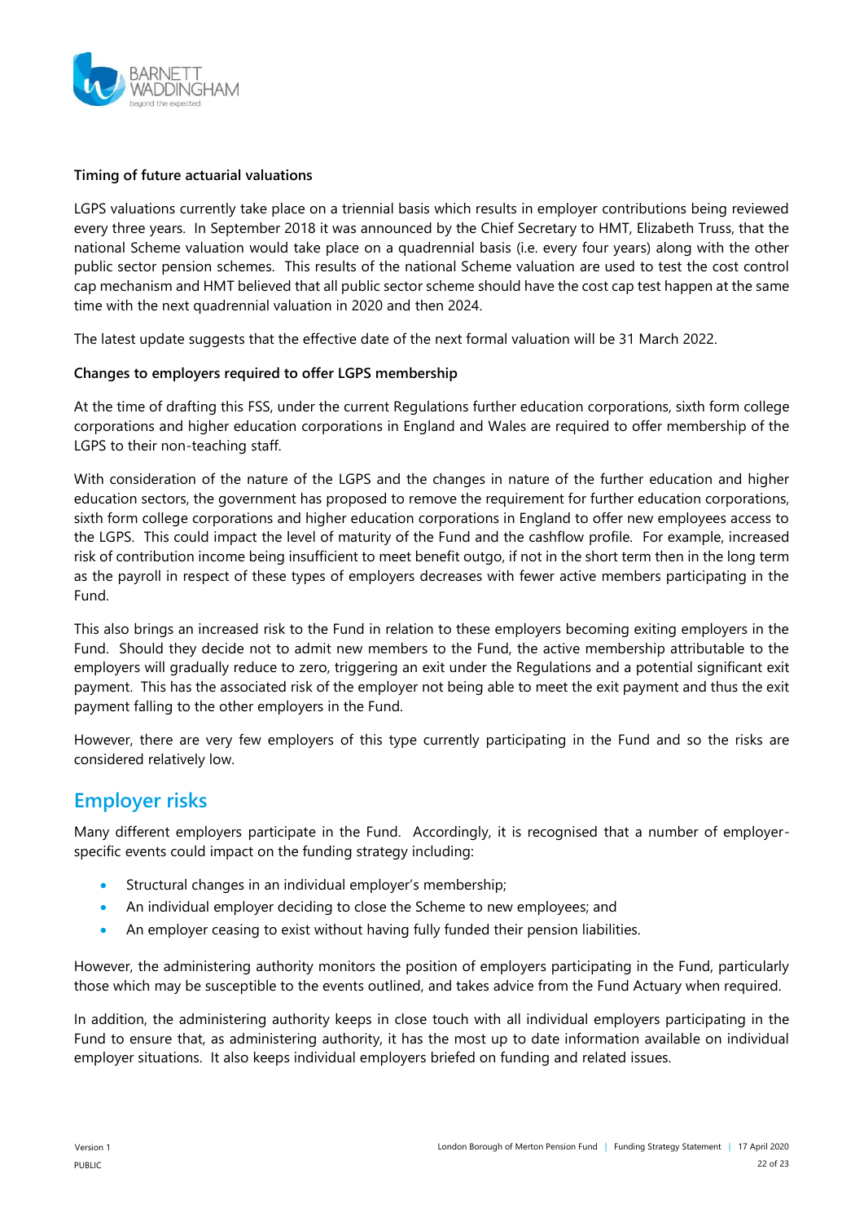**Timing of future actuarial valuations**

LGPS valuations currently take place on a triennial basis which results in employer contributions being reviewed every three years. In September 2018 it was announced by the Chief Secretary to HMT, Elizabeth Truss, that the national Scheme valuation would take place on a quadrennial basis (i.e. every four years) along with the other public sector pension schemes. This results of the national Scheme valuation are used to test the cost control cap mechanism and HMT believed that all public sector scheme should have the cost cap test happen at the same time with the next quadrennial valuation in 2020 and then 2024.

The latest update suggests that the effective date of the next formal valuation will be 31 March 2022.

**Changes to employers required to offer LGPS membership**

At the time of drafting this FSS, under the current Regulations further education corporations, sixth form college corporations and higher education corporations in England and Wales are required to offer membership of the LGPS to their non-teaching staff.

With consideration of the nature of the LGPS and the changes in nature of the further education and higher education sectors, the government has proposed to remove the requirement for further education corporations, sixth form college corporations and higher education corporations in England to offer new employees access to the LGPS. This could impact the level of maturity of the Fund and the cashflow profile. For example, increased risk of contribution income being insufficient to meet benefit outgo, if not in the short term then in the long term as the payroll in respect of these types of employers decreases with fewer active members participating in the Fund.

This also brings an increased risk to the Fund in relation to these employers becoming exiting employers in the Fund. Should they decide not to admit new members to the Fund, the active membership attributable to the employers will gradually reduce to zero, triggering an exit under the Regulations and a potential significant exit payment. This has the associated risk of the employer not being able to meet the exit payment and thus the exit payment falling to the other employers in the Fund.

However, there are very few employers of this type currently participating in the Fund and so the risks are considered relatively low.

## Employer risks

Many different employers participate in the Fund. Accordingly, it is recognised that a number of employer-specific events could impact on the funding strategy including:

- Structural changes in an individual employer's membership;
- An individual employer deciding to close the Scheme to new employees; and
- An employer ceasing to exist without having fully funded their pension liabilities.

However, the administering authority monitors the position of employers participating in the Fund, particularly those which may be susceptible to the events outlined, and takes advice from the Fund Actuary when required.

In addition, the administering authority keeps in close touch with all individual employers participating in the Fund to ensure that, as administering authority, it has the most up to date information available on individual employer situations. It also keeps individual employers briefed on funding and related issues.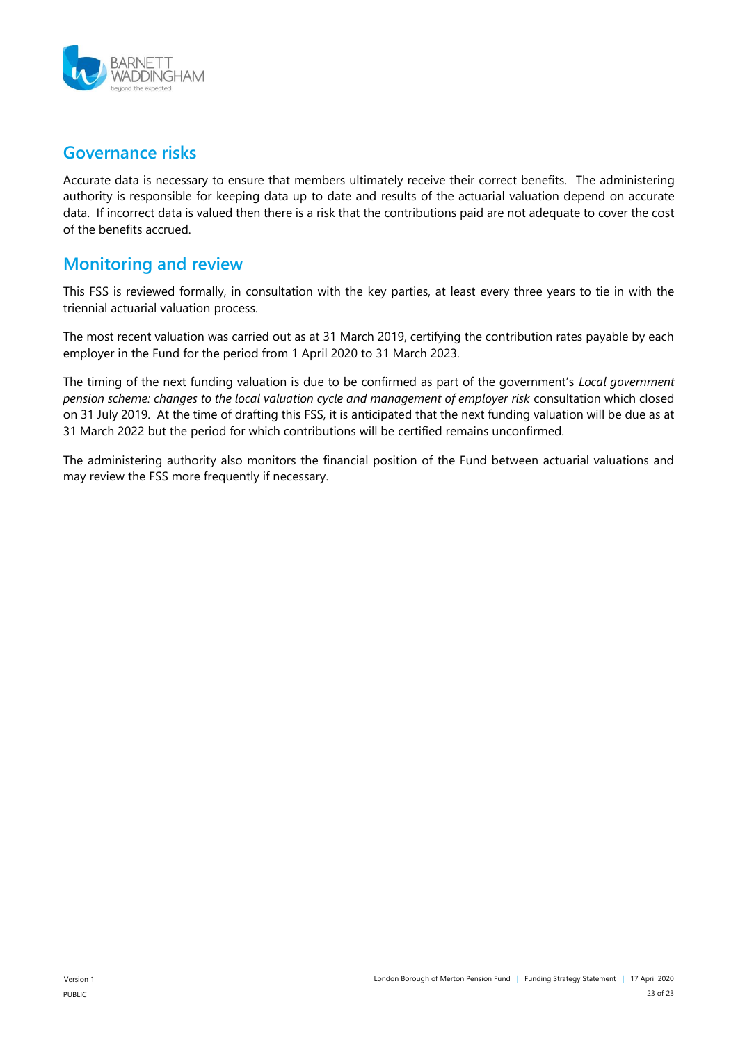## Governance risks

Accurate data is necessary to ensure that members ultimately receive their correct benefits. The administering authority is responsible for keeping data up to date and results of the actuarial valuation depend on accurate data. If incorrect data is valued then there is a risk that the contributions paid are not adequate to cover the cost of the benefits accrued.

## Monitoring and review

This FSS is reviewed formally, in consultation with the key parties, at least every three years to tie in with the triennial actuarial valuation process.

The most recent valuation was carried out as at 31 March 2019, certifying the contribution rates payable by each employer in the Fund for the period from 1 April 2020 to 31 March 2023.

The timing of the next funding valuation is due to be confirmed as part of the government's *Local government pension scheme: changes to the local valuation cycle and management of employer risk* consultation which closed on 31 July 2019. At the time of drafting this FSS, it is anticipated that the next funding valuation will be due as at 31 March 2022 but the period for which contributions will be certified remains unconfirmed.

The administering authority also monitors the financial position of the Fund between actuarial valuations and may review the FSS more frequently if necessary.